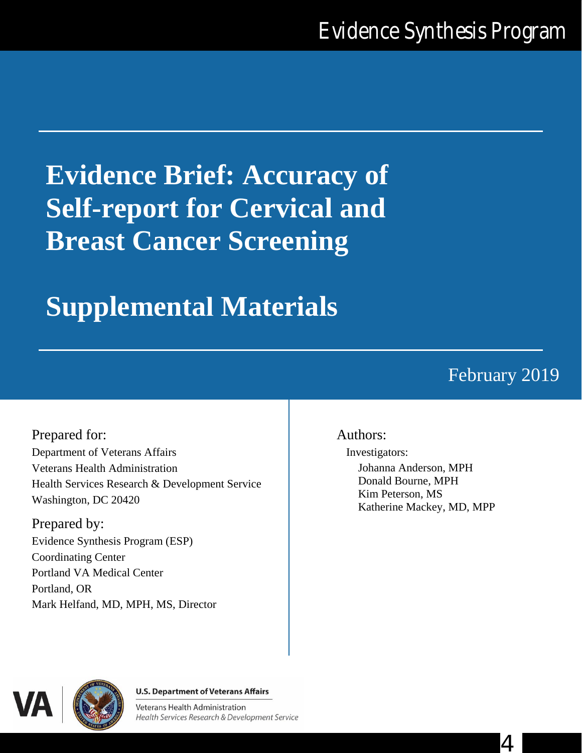Evidence Synthesis Program

# Evidence Brief: Accuracy of Self-report for Cervical and Breast Cancer Screening

# Supplemental Materials

February 2019

Prepared for:
Department of Veterans Affairs
Veterans Health Administration
Health Services Research & Development Service
Washington, DC 20420

Prepared by:
Evidence Synthesis Program (ESP)
Coordinating Center
Portland VA Medical Center
Portland, OR
Mark Helfand, MD, MPH, MS, Director

Authors:

Investigators:

Johanna Anderson, MPH
Donald Bourne, MPH
Kim Peterson, MS
Katherine Mackey, MD, MPP

U.S. Department of Veterans Affairs
Veterans Health Administration
*Health Services Research & Development Service*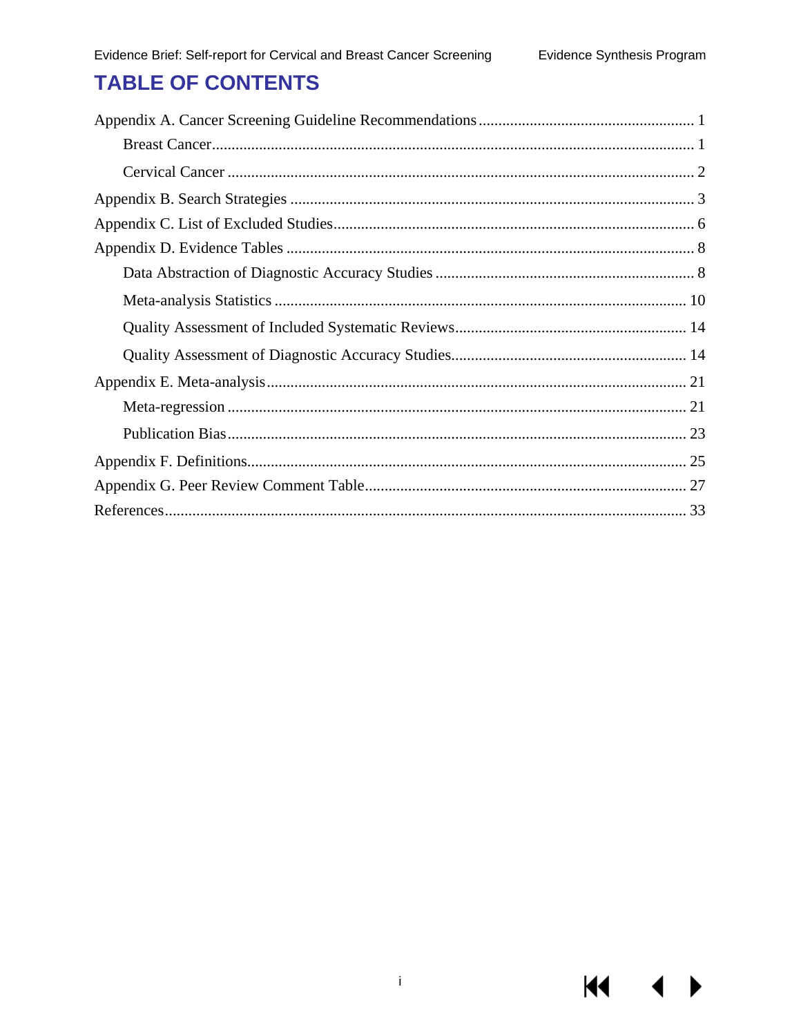# TABLE OF CONTENTS

Appendix A. Cancer Screening Guideline Recommendations ........ 1

- Breast Cancer ........ 1
- Cervical Cancer ........ 2

Appendix B. Search Strategies ........ 3

Appendix C. List of Excluded Studies ........ 6

Appendix D. Evidence Tables ........ 8

- Data Abstraction of Diagnostic Accuracy Studies ........ 8
- Meta-analysis Statistics ........ 10
- Quality Assessment of Included Systematic Reviews ........ 14
- Quality Assessment of Diagnostic Accuracy Studies ........ 14

Appendix E. Meta-analysis ........ 21

- Meta-regression ........ 21
- Publication Bias ........ 23

Appendix F. Definitions ........ 25

Appendix G. Peer Review Comment Table ........ 27

References ........ 33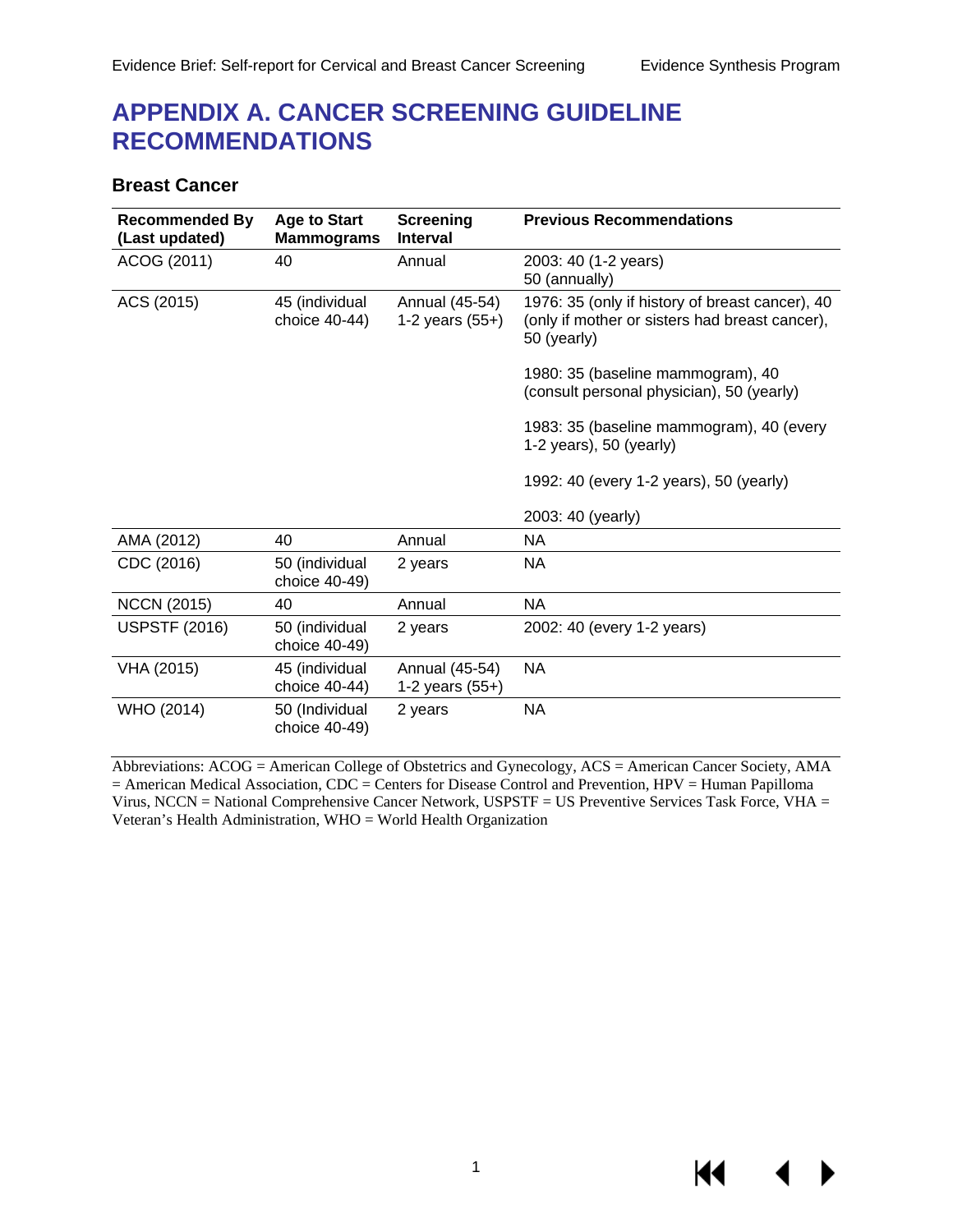# APPENDIX A. CANCER SCREENING GUIDELINE RECOMMENDATIONS

## Breast Cancer

| Recommended By (Last updated) | Age to Start Mammograms | Screening Interval | Previous Recommendations |
|---|---|---|---|
| ACOG (2011) | 40 | Annual | 2003: 40 (1-2 years)<br>50 (annually) |
| ACS (2015) | 45 (individual choice 40-44) | Annual (45-54)<br>1-2 years (55+) | 1976: 35 (only if history of breast cancer), 40 (only if mother or sisters had breast cancer), 50 (yearly)<br><br>1980: 35 (baseline mammogram), 40 (consult personal physician), 50 (yearly)<br><br>1983: 35 (baseline mammogram), 40 (every 1-2 years), 50 (yearly)<br><br>1992: 40 (every 1-2 years), 50 (yearly)<br><br>2003: 40 (yearly) |
| AMA (2012) | 40 | Annual | NA |
| CDC (2016) | 50 (individual choice 40-49) | 2 years | NA |
| NCCN (2015) | 40 | Annual | NA |
| USPSTF (2016) | 50 (individual choice 40-49) | 2 years | 2002: 40 (every 1-2 years) |
| VHA (2015) | 45 (individual choice 40-44) | Annual (45-54)<br>1-2 years (55+) | NA |
| WHO (2014) | 50 (Individual choice 40-49) | 2 years | NA |

Abbreviations: ACOG = American College of Obstetrics and Gynecology, ACS = American Cancer Society, AMA = American Medical Association, CDC = Centers for Disease Control and Prevention, HPV = Human Papilloma Virus, NCCN = National Comprehensive Cancer Network, USPSTF = US Preventive Services Task Force, VHA = Veteran's Health Administration, WHO = World Health Organization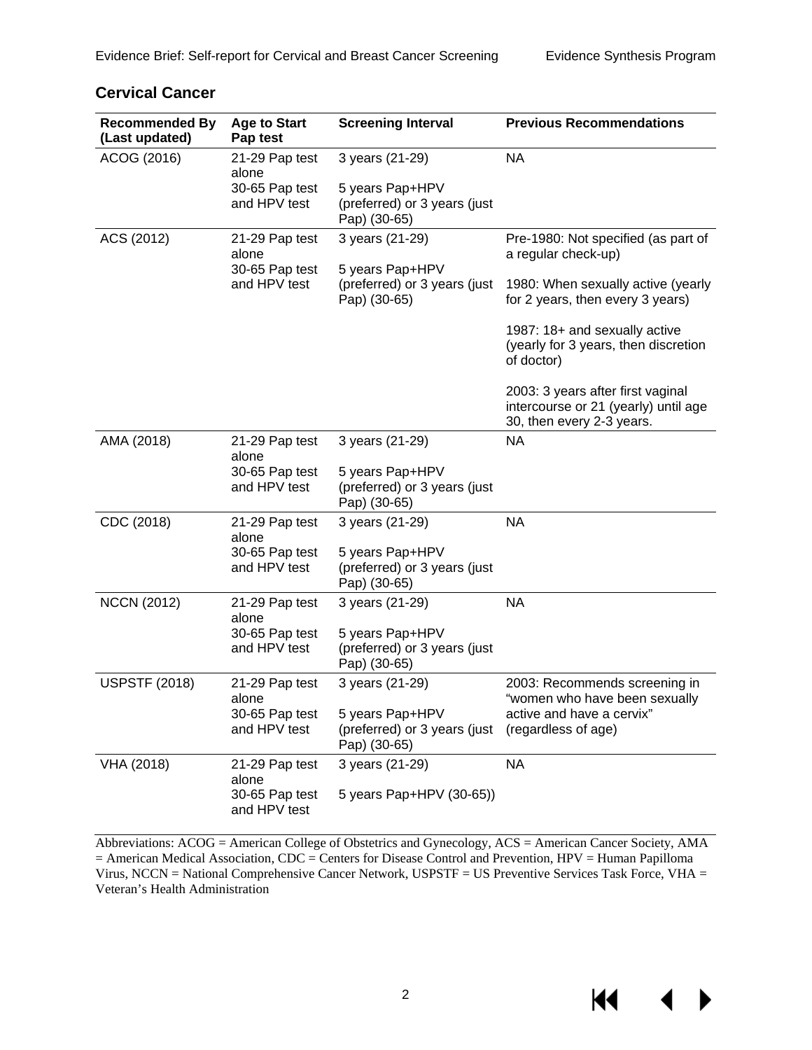## Cervical Cancer

| Recommended By (Last updated) | Age to Start Pap test | Screening Interval | Previous Recommendations |
|---|---|---|---|
| ACOG (2016) | 21-29 Pap test alone<br>30-65 Pap test and HPV test | 3 years (21-29)<br>5 years Pap+HPV (preferred) or 3 years (just Pap) (30-65) | NA |
| ACS (2012) | 21-29 Pap test alone<br>30-65 Pap test and HPV test | 3 years (21-29)<br>5 years Pap+HPV (preferred) or 3 years (just Pap) (30-65) | Pre-1980: Not specified (as part of a regular check-up)<br><br>1980: When sexually active (yearly for 2 years, then every 3 years)<br><br>1987: 18+ and sexually active (yearly for 3 years, then discretion of doctor)<br><br>2003: 3 years after first vaginal intercourse or 21 (yearly) until age 30, then every 2-3 years. |
| AMA (2018) | 21-29 Pap test alone<br>30-65 Pap test and HPV test | 3 years (21-29)<br>5 years Pap+HPV (preferred) or 3 years (just Pap) (30-65) | NA |
| CDC (2018) | 21-29 Pap test alone<br>30-65 Pap test and HPV test | 3 years (21-29)<br>5 years Pap+HPV (preferred) or 3 years (just Pap) (30-65) | NA |
| NCCN (2012) | 21-29 Pap test alone<br>30-65 Pap test and HPV test | 3 years (21-29)<br>5 years Pap+HPV (preferred) or 3 years (just Pap) (30-65) | NA |
| USPSTF (2018) | 21-29 Pap test alone<br>30-65 Pap test and HPV test | 3 years (21-29)<br>5 years Pap+HPV (preferred) or 3 years (just Pap) (30-65) | 2003: Recommends screening in "women who have been sexually active and have a cervix" (regardless of age) |
| VHA (2018) | 21-29 Pap test alone<br>30-65 Pap test and HPV test | 3 years (21-29)<br>5 years Pap+HPV (30-65)) | NA |

Abbreviations: ACOG = American College of Obstetrics and Gynecology, ACS = American Cancer Society, AMA = American Medical Association, CDC = Centers for Disease Control and Prevention, HPV = Human Papilloma Virus, NCCN = National Comprehensive Cancer Network, USPSTF = US Preventive Services Task Force, VHA = Veteran's Health Administration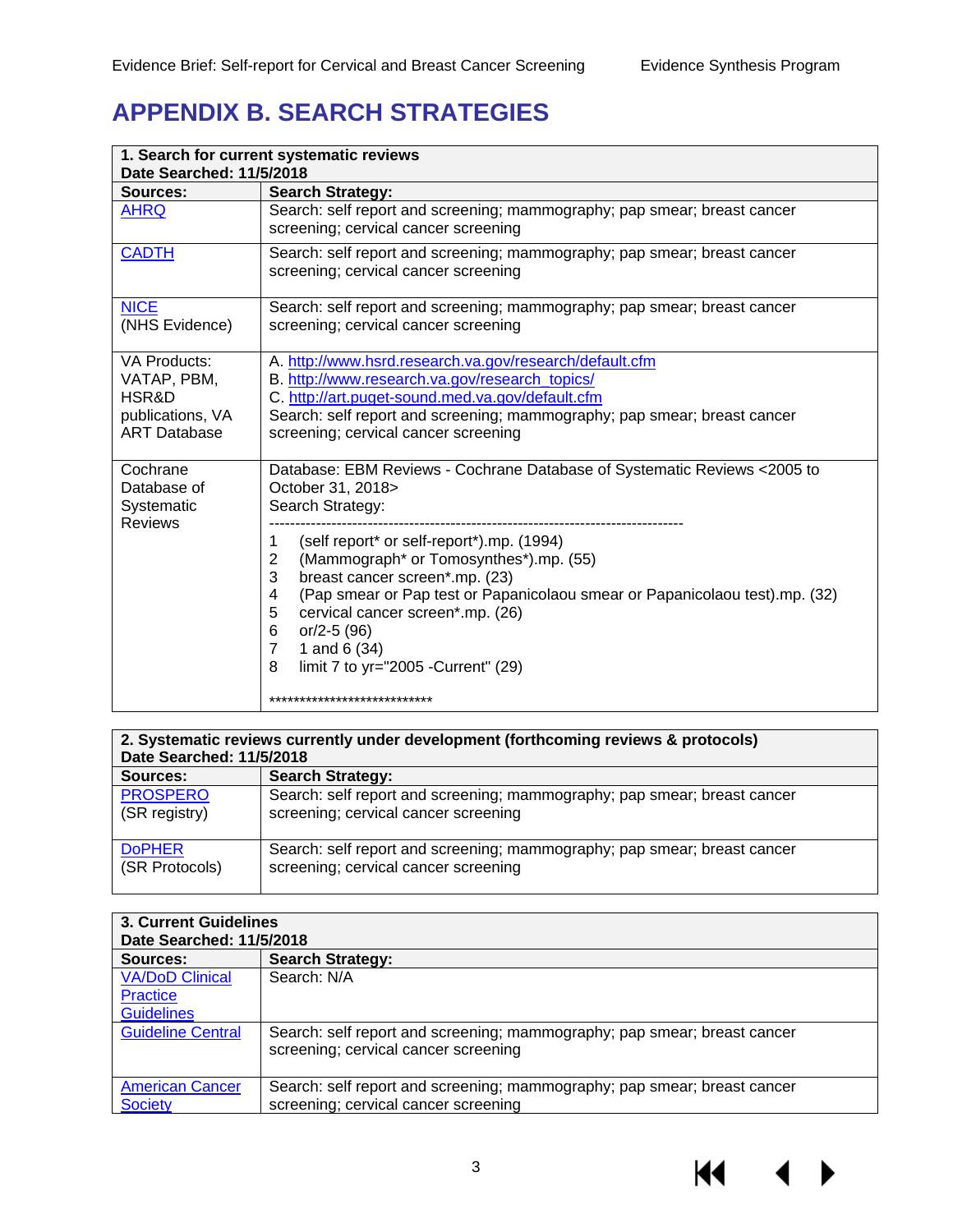# APPENDIX B. SEARCH STRATEGIES

| **1. Search for current systematic reviews**<br>**Date Searched: 11/5/2018** | |
|---|---|
| **Sources:** | **Search Strategy:** |
| AHRQ | Search: self report and screening; mammography; pap smear; breast cancer screening; cervical cancer screening |
| CADTH | Search: self report and screening; mammography; pap smear; breast cancer screening; cervical cancer screening |
| NICE (NHS Evidence) | Search: self report and screening; mammography; pap smear; breast cancer screening; cervical cancer screening |
| VA Products: VATAP, PBM, HSR&D publications, VA ART Database | A. http://www.hsrd.research.va.gov/research/default.cfm<br>B. http://www.research.va.gov/research_topics/<br>C. http://art.puget-sound.med.va.gov/default.cfm<br>Search: self report and screening; mammography; pap smear; breast cancer screening; cervical cancer screening |
| Cochrane Database of Systematic Reviews | Database: EBM Reviews - Cochrane Database of Systematic Reviews <2005 to October 31, 2018><br>Search Strategy:<br>--------------------------------------------------------------------------------<br>1 (self report* or self-report*).mp. (1994)<br>2 (Mammograph* or Tomosynthes*).mp. (55)<br>3 breast cancer screen*.mp. (23)<br>4 (Pap smear or Pap test or Papanicolaou smear or Papanicolaou test).mp. (32)<br>5 cervical cancer screen*.mp. (26)<br>6 or/2-5 (96)<br>7 1 and 6 (34)<br>8 limit 7 to yr="2005 -Current" (29)<br><br>*************************** |

| **2. Systematic reviews currently under development (forthcoming reviews & protocols)**<br>**Date Searched: 11/5/2018** | |
|---|---|
| **Sources:** | **Search Strategy:** |
| PROSPERO (SR registry) | Search: self report and screening; mammography; pap smear; breast cancer screening; cervical cancer screening |
| DoPHER (SR Protocols) | Search: self report and screening; mammography; pap smear; breast cancer screening; cervical cancer screening |

| **3. Current Guidelines**<br>**Date Searched: 11/5/2018** | |
|---|---|
| **Sources:** | **Search Strategy:** |
| VA/DoD Clinical Practice Guidelines | Search: N/A |
| Guideline Central | Search: self report and screening; mammography; pap smear; breast cancer screening; cervical cancer screening |
| American Cancer Society | Search: self report and screening; mammography; pap smear; breast cancer screening; cervical cancer screening |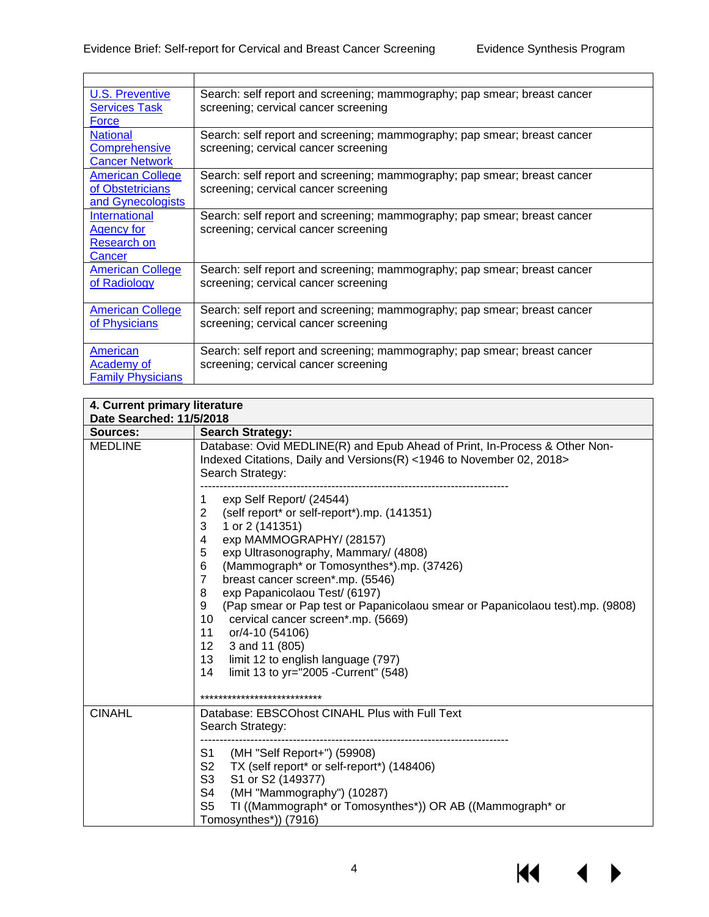| | |
|---|---|
| U.S. Preventive Services Task Force | Search: self report and screening; mammography; pap smear; breast cancer screening; cervical cancer screening |
| National Comprehensive Cancer Network | Search: self report and screening; mammography; pap smear; breast cancer screening; cervical cancer screening |
| American College of Obstetricians and Gynecologists | Search: self report and screening; mammography; pap smear; breast cancer screening; cervical cancer screening |
| International Agency for Research on Cancer | Search: self report and screening; mammography; pap smear; breast cancer screening; cervical cancer screening |
| American College of Radiology | Search: self report and screening; mammography; pap smear; breast cancer screening; cervical cancer screening |
| American College of Physicians | Search: self report and screening; mammography; pap smear; breast cancer screening; cervical cancer screening |
| American Academy of Family Physicians | Search: self report and screening; mammography; pap smear; breast cancer screening; cervical cancer screening |

| **4. Current primary literature**<br>**Date Searched: 11/5/2018** | |
|---|---|
| **Sources:** | **Search Strategy:** |
| MEDLINE | Database: Ovid MEDLINE(R) and Epub Ahead of Print, In-Process & Other Non-Indexed Citations, Daily and Versions(R) <1946 to November 02, 2018><br>Search Strategy:<br>--------------------------------------------------------------------------------<br>1 exp Self Report/ (24544)<br>2 (self report* or self-report*).mp. (141351)<br>3 1 or 2 (141351)<br>4 exp MAMMOGRAPHY/ (28157)<br>5 exp Ultrasonography, Mammary/ (4808)<br>6 (Mammograph* or Tomosynthes*).mp. (37426)<br>7 breast cancer screen*.mp. (5546)<br>8 exp Papanicolaou Test/ (6197)<br>9 (Pap smear or Pap test or Papanicolaou smear or Papanicolaou test).mp. (9808)<br>10 cervical cancer screen*.mp. (5669)<br>11 or/4-10 (54106)<br>12 3 and 11 (805)<br>13 limit 12 to english language (797)<br>14 limit 13 to yr="2005 -Current" (548)<br><br>*************************** |
| CINAHL | Database: EBSCOhost CINAHL Plus with Full Text<br>Search Strategy:<br>--------------------------------------------------------------------------------<br>S1 (MH "Self Report+") (59908)<br>S2 TX (self report* or self-report*) (148406)<br>S3 S1 or S2 (149377)<br>S4 (MH "Mammography") (10287)<br>S5 TI ((Mammograph* or Tomosynthes*)) OR AB ((Mammograph* or Tomosynthes*)) (7916) |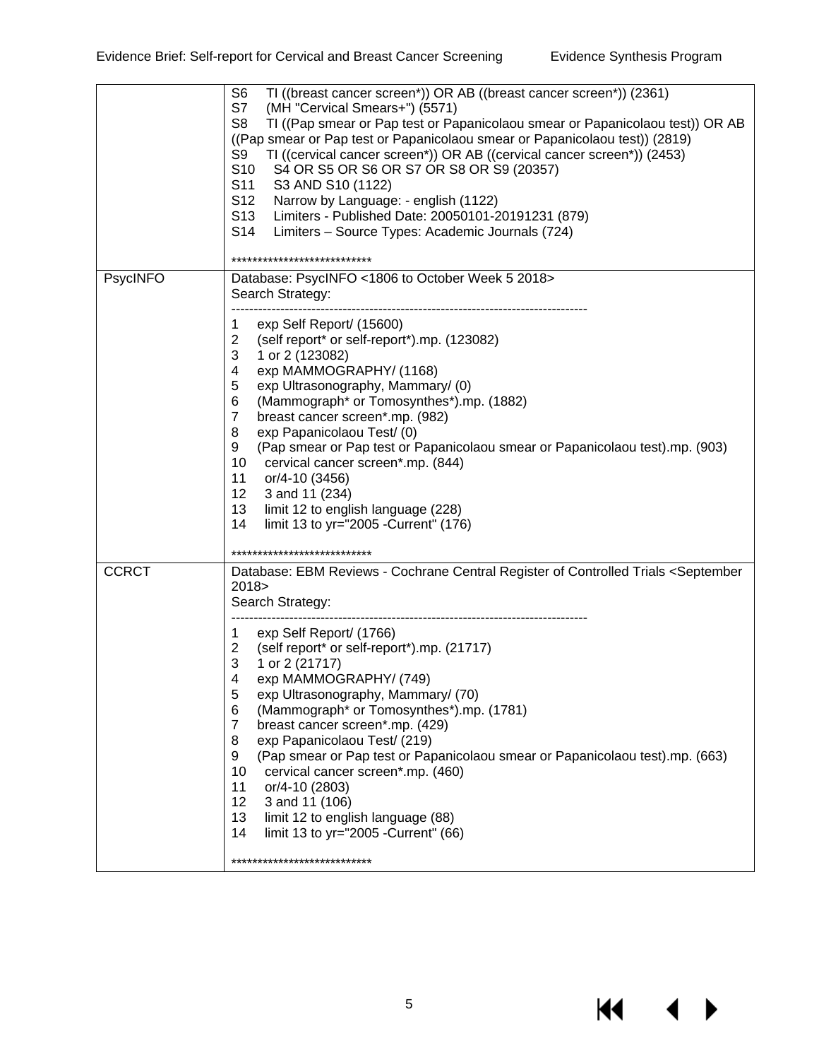| | |
|---|---|
| | S6 TI ((breast cancer screen*)) OR AB ((breast cancer screen*)) (2361)<br>S7 (MH "Cervical Smears+") (5571)<br>S8 TI ((Pap smear or Pap test or Papanicolaou smear or Papanicolaou test)) OR AB ((Pap smear or Pap test or Papanicolaou smear or Papanicolaou test)) (2819)<br>S9 TI ((cervical cancer screen*)) OR AB ((cervical cancer screen*)) (2453)<br>S10 S4 OR S5 OR S6 OR S7 OR S8 OR S9 (20357)<br>S11 S3 AND S10 (1122)<br>S12 Narrow by Language: - english (1122)<br>S13 Limiters - Published Date: 20050101-20191231 (879)<br>S14 Limiters – Source Types: Academic Journals (724)<br><br>*************************** |
| PsycINFO | Database: PsycINFO <1806 to October Week 5 2018><br>Search Strategy:<br>--------------------------------------------------------------------------------<br>1 exp Self Report/ (15600)<br>2 (self report* or self-report*).mp. (123082)<br>3 1 or 2 (123082)<br>4 exp MAMMOGRAPHY/ (1168)<br>5 exp Ultrasonography, Mammary/ (0)<br>6 (Mammograph* or Tomosynthes*).mp. (1882)<br>7 breast cancer screen*.mp. (982)<br>8 exp Papanicolaou Test/ (0)<br>9 (Pap smear or Pap test or Papanicolaou smear or Papanicolaou test).mp. (903)<br>10 cervical cancer screen*.mp. (844)<br>11 or/4-10 (3456)<br>12 3 and 11 (234)<br>13 limit 12 to english language (228)<br>14 limit 13 to yr="2005 -Current" (176)<br><br>*************************** |
| CCRCT | Database: EBM Reviews - Cochrane Central Register of Controlled Trials <September 2018><br>Search Strategy:<br>--------------------------------------------------------------------------------<br>1 exp Self Report/ (1766)<br>2 (self report* or self-report*).mp. (21717)<br>3 1 or 2 (21717)<br>4 exp MAMMOGRAPHY/ (749)<br>5 exp Ultrasonography, Mammary/ (70)<br>6 (Mammograph* or Tomosynthes*).mp. (1781)<br>7 breast cancer screen*.mp. (429)<br>8 exp Papanicolaou Test/ (219)<br>9 (Pap smear or Pap test or Papanicolaou smear or Papanicolaou test).mp. (663)<br>10 cervical cancer screen*.mp. (460)<br>11 or/4-10 (2803)<br>12 3 and 11 (106)<br>13 limit 12 to english language (88)<br>14 limit 13 to yr="2005 -Current" (66)<br><br>*************************** |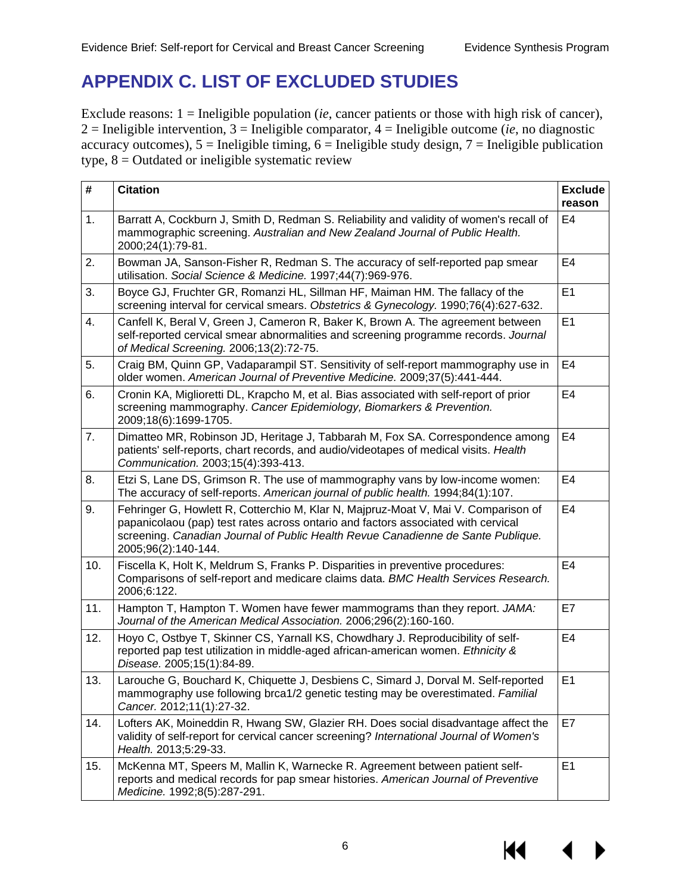# APPENDIX C. LIST OF EXCLUDED STUDIES

Exclude reasons: 1 = Ineligible population (*ie*, cancer patients or those with high risk of cancer), 2 = Ineligible intervention, 3 = Ineligible comparator, 4 = Ineligible outcome (*ie*, no diagnostic accuracy outcomes), 5 = Ineligible timing, 6 = Ineligible study design, 7 = Ineligible publication type, 8 = Outdated or ineligible systematic review

| # | Citation | Exclude reason |
|---|---|---|
| 1. | Barratt A, Cockburn J, Smith D, Redman S. Reliability and validity of women's recall of mammographic screening. *Australian and New Zealand Journal of Public Health.* 2000;24(1):79-81. | E4 |
| 2. | Bowman JA, Sanson-Fisher R, Redman S. The accuracy of self-reported pap smear utilisation. *Social Science & Medicine.* 1997;44(7):969-976. | E4 |
| 3. | Boyce GJ, Fruchter GR, Romanzi HL, Sillman HF, Maiman HM. The fallacy of the screening interval for cervical smears. *Obstetrics & Gynecology.* 1990;76(4):627-632. | E1 |
| 4. | Canfell K, Beral V, Green J, Cameron R, Baker K, Brown A. The agreement between self-reported cervical smear abnormalities and screening programme records. *Journal of Medical Screening.* 2006;13(2):72-75. | E1 |
| 5. | Craig BM, Quinn GP, Vadaparampil ST. Sensitivity of self-report mammography use in older women. *American Journal of Preventive Medicine.* 2009;37(5):441-444. | E4 |
| 6. | Cronin KA, Miglioretti DL, Krapcho M, et al. Bias associated with self-report of prior screening mammography. *Cancer Epidemiology, Biomarkers & Prevention.* 2009;18(6):1699-1705. | E4 |
| 7. | Dimatteo MR, Robinson JD, Heritage J, Tabbarah M, Fox SA. Correspondence among patients' self-reports, chart records, and audio/videotapes of medical visits. *Health Communication.* 2003;15(4):393-413. | E4 |
| 8. | Etzi S, Lane DS, Grimson R. The use of mammography vans by low-income women: The accuracy of self-reports. *American journal of public health.* 1994;84(1):107. | E4 |
| 9. | Fehringer G, Howlett R, Cotterchio M, Klar N, Majpruz-Moat V, Mai V. Comparison of papanicolaou (pap) test rates across ontario and factors associated with cervical screening. *Canadian Journal of Public Health Revue Canadienne de Sante Publique.* 2005;96(2):140-144. | E4 |
| 10. | Fiscella K, Holt K, Meldrum S, Franks P. Disparities in preventive procedures: Comparisons of self-report and medicare claims data. *BMC Health Services Research.* 2006;6:122. | E4 |
| 11. | Hampton T, Hampton T. Women have fewer mammograms than they report. *JAMA: Journal of the American Medical Association.* 2006;296(2):160-160. | E7 |
| 12. | Hoyo C, Ostbye T, Skinner CS, Yarnall KS, Chowdhary J. Reproducibility of self-reported pap test utilization in middle-aged african-american women. *Ethnicity & Disease.* 2005;15(1):84-89. | E4 |
| 13. | Larouche G, Bouchard K, Chiquette J, Desbiens C, Simard J, Dorval M. Self-reported mammography use following brca1/2 genetic testing may be overestimated. *Familial Cancer.* 2012;11(1):27-32. | E1 |
| 14. | Lofters AK, Moineddin R, Hwang SW, Glazier RH. Does social disadvantage affect the validity of self-report for cervical cancer screening? *International Journal of Women's Health.* 2013;5:29-33. | E7 |
| 15. | McKenna MT, Speers M, Mallin K, Warnecke R. Agreement between patient self-reports and medical records for pap smear histories. *American Journal of Preventive Medicine.* 1992;8(5):287-291. | E1 |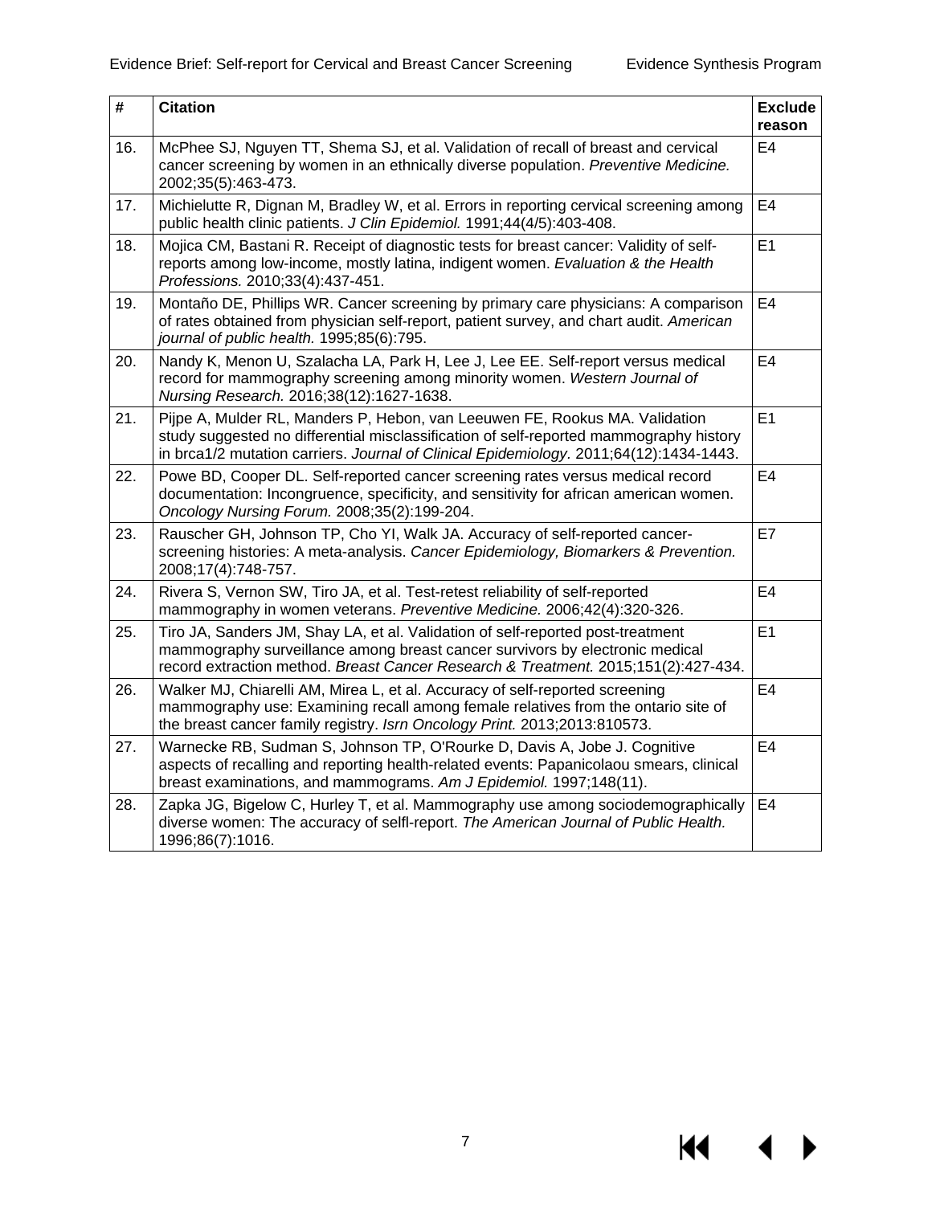| # | Citation | Exclude reason |
|---|---|---|
| 16. | McPhee SJ, Nguyen TT, Shema SJ, et al. Validation of recall of breast and cervical cancer screening by women in an ethnically diverse population. *Preventive Medicine.* 2002;35(5):463-473. | E4 |
| 17. | Michielutte R, Dignan M, Bradley W, et al. Errors in reporting cervical screening among public health clinic patients. *J Clin Epidemiol.* 1991;44(4/5):403-408. | E4 |
| 18. | Mojica CM, Bastani R. Receipt of diagnostic tests for breast cancer: Validity of self-reports among low-income, mostly latina, indigent women. *Evaluation & the Health Professions.* 2010;33(4):437-451. | E1 |
| 19. | Montaño DE, Phillips WR. Cancer screening by primary care physicians: A comparison of rates obtained from physician self-report, patient survey, and chart audit. *American journal of public health.* 1995;85(6):795. | E4 |
| 20. | Nandy K, Menon U, Szalacha LA, Park H, Lee J, Lee EE. Self-report versus medical record for mammography screening among minority women. *Western Journal of Nursing Research.* 2016;38(12):1627-1638. | E4 |
| 21. | Pijpe A, Mulder RL, Manders P, Hebon, van Leeuwen FE, Rookus MA. Validation study suggested no differential misclassification of self-reported mammography history in brca1/2 mutation carriers. *Journal of Clinical Epidemiology.* 2011;64(12):1434-1443. | E1 |
| 22. | Powe BD, Cooper DL. Self-reported cancer screening rates versus medical record documentation: Incongruence, specificity, and sensitivity for african american women. *Oncology Nursing Forum.* 2008;35(2):199-204. | E4 |
| 23. | Rauscher GH, Johnson TP, Cho YI, Walk JA. Accuracy of self-reported cancer-screening histories: A meta-analysis. *Cancer Epidemiology, Biomarkers & Prevention.* 2008;17(4):748-757. | E7 |
| 24. | Rivera S, Vernon SW, Tiro JA, et al. Test-retest reliability of self-reported mammography in women veterans. *Preventive Medicine.* 2006;42(4):320-326. | E4 |
| 25. | Tiro JA, Sanders JM, Shay LA, et al. Validation of self-reported post-treatment mammography surveillance among breast cancer survivors by electronic medical record extraction method. *Breast Cancer Research & Treatment.* 2015;151(2):427-434. | E1 |
| 26. | Walker MJ, Chiarelli AM, Mirea L, et al. Accuracy of self-reported screening mammography use: Examining recall among female relatives from the ontario site of the breast cancer family registry. *Isrn Oncology Print.* 2013;2013:810573. | E4 |
| 27. | Warnecke RB, Sudman S, Johnson TP, O'Rourke D, Davis A, Jobe J. Cognitive aspects of recalling and reporting health-related events: Papanicolaou smears, clinical breast examinations, and mammograms. *Am J Epidemiol.* 1997;148(11). | E4 |
| 28. | Zapka JG, Bigelow C, Hurley T, et al. Mammography use among sociodemographically diverse women: The accuracy of selfl-report. *The American Journal of Public Health.* 1996;86(7):1016. | E4 |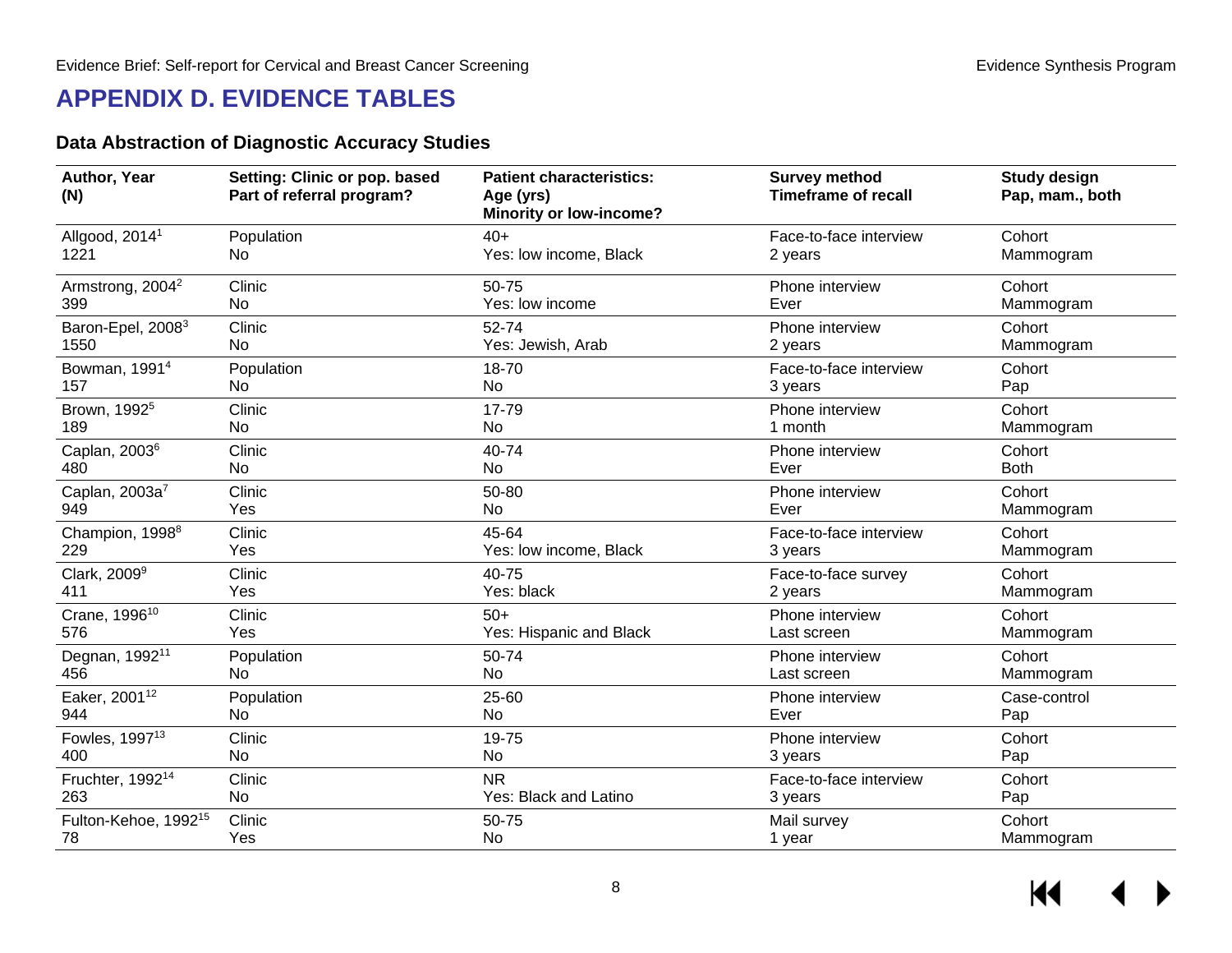# APPENDIX D. EVIDENCE TABLES

## Data Abstraction of Diagnostic Accuracy Studies

| Author, Year (N) | Setting: Clinic or pop. based Part of referral program? | Patient characteristics: Age (yrs) Minority or low-income? | Survey method Timeframe of recall | Study design Pap, mam., both |
|---|---|---|---|---|
| Allgood, 2014[1] 1221 | Population No | 40+ Yes: low income, Black | Face-to-face interview 2 years | Cohort Mammogram |
| Armstrong, 2004[2] 399 | Clinic No | 50-75 Yes: low income | Phone interview Ever | Cohort Mammogram |
| Baron-Epel, 2008[3] 1550 | Clinic No | 52-74 Yes: Jewish, Arab | Phone interview 2 years | Cohort Mammogram |
| Bowman, 1991[4] 157 | Population No | 18-70 No | Face-to-face interview 3 years | Cohort Pap |
| Brown, 1992[5] 189 | Clinic No | 17-79 No | Phone interview 1 month | Cohort Mammogram |
| Caplan, 2003[6] 480 | Clinic No | 40-74 No | Phone interview Ever | Cohort Both |
| Caplan, 2003a[7] 949 | Clinic Yes | 50-80 No | Phone interview Ever | Cohort Mammogram |
| Champion, 1998[8] 229 | Clinic Yes | 45-64 Yes: low income, Black | Face-to-face interview 3 years | Cohort Mammogram |
| Clark, 2009[9] 411 | Clinic Yes | 40-75 Yes: black | Face-to-face survey 2 years | Cohort Mammogram |
| Crane, 1996[10] 576 | Clinic Yes | 50+ Yes: Hispanic and Black | Phone interview Last screen | Cohort Mammogram |
| Degnan, 1992[11] 456 | Population No | 50-74 No | Phone interview Last screen | Cohort Mammogram |
| Eaker, 2001[12] 944 | Population No | 25-60 No | Phone interview Ever | Case-control Pap |
| Fowles, 1997[13] 400 | Clinic No | 19-75 No | Phone interview 3 years | Cohort Pap |
| Fruchter, 1992[14] 263 | Clinic No | NR Yes: Black and Latino | Face-to-face interview 3 years | Cohort Pap |
| Fulton-Kehoe, 1992[15] 78 | Clinic Yes | 50-75 No | Mail survey 1 year | Cohort Mammogram |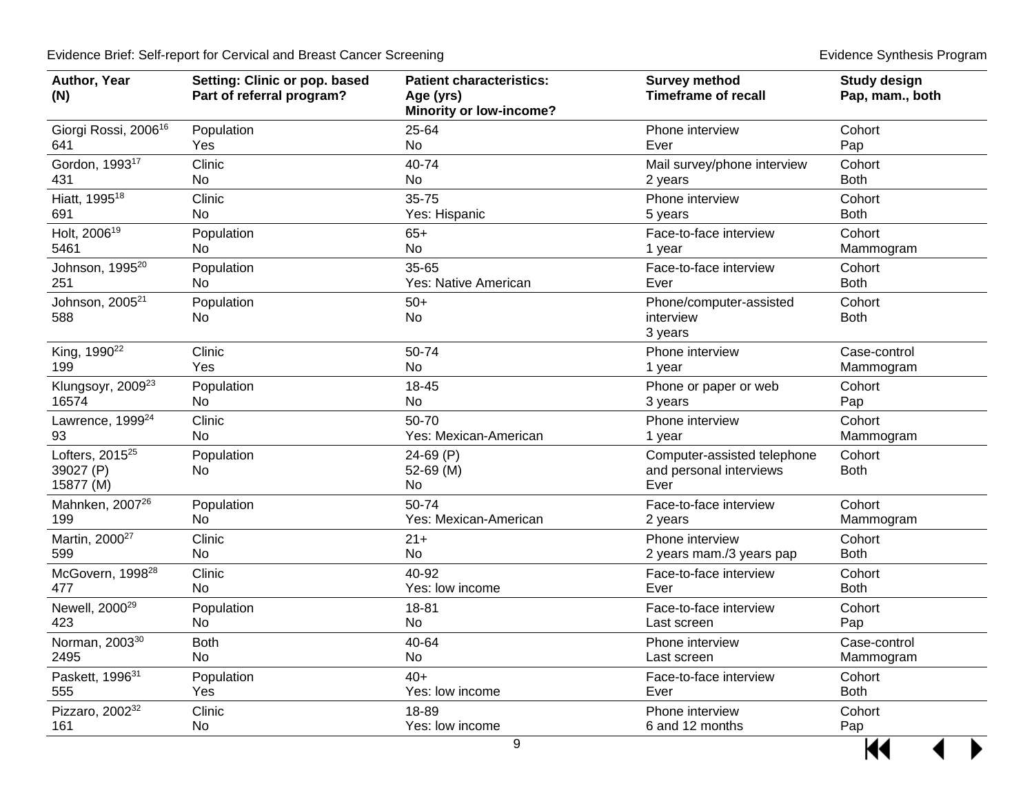| Author, Year (N) | Setting: Clinic or pop. based Part of referral program? | Patient characteristics: Age (yrs) Minority or low-income? | Survey method Timeframe of recall | Study design Pap, mam., both |
|---|---|---|---|---|
| Giorgi Rossi, 2006[16] 641 | Population Yes | 25-64 No | Phone interview Ever | Cohort Pap |
| Gordon, 1993[17] 431 | Clinic No | 40-74 No | Mail survey/phone interview 2 years | Cohort Both |
| Hiatt, 1995[18] 691 | Clinic No | 35-75 Yes: Hispanic | Phone interview 5 years | Cohort Both |
| Holt, 2006[19] 5461 | Population No | 65+ No | Face-to-face interview 1 year | Cohort Mammogram |
| Johnson, 1995[20] 251 | Population No | 35-65 Yes: Native American | Face-to-face interview Ever | Cohort Both |
| Johnson, 2005[21] 588 | Population No | 50+ No | Phone/computer-assisted interview 3 years | Cohort Both |
| King, 1990[22] 199 | Clinic Yes | 50-74 No | Phone interview 1 year | Case-control Mammogram |
| Klungsoyr, 2009[23] 16574 | Population No | 18-45 No | Phone or paper or web 3 years | Cohort Pap |
| Lawrence, 1999[24] 93 | Clinic No | 50-70 Yes: Mexican-American | Phone interview 1 year | Cohort Mammogram |
| Lofters, 2015[25] 39027 (P) 15877 (M) | Population No | 24-69 (P) 52-69 (M) No | Computer-assisted telephone and personal interviews Ever | Cohort Both |
| Mahnken, 2007[26] 199 | Population No | 50-74 Yes: Mexican-American | Face-to-face interview 2 years | Cohort Mammogram |
| Martin, 2000[27] 599 | Clinic No | 21+ No | Phone interview 2 years mam./3 years pap | Cohort Both |
| McGovern, 1998[28] 477 | Clinic No | 40-92 Yes: low income | Face-to-face interview Ever | Cohort Both |
| Newell, 2000[29] 423 | Population No | 18-81 No | Face-to-face interview Last screen | Cohort Pap |
| Norman, 2003[30] 2495 | Both No | 40-64 No | Phone interview Last screen | Case-control Mammogram |
| Paskett, 1996[31] 555 | Population Yes | 40+ Yes: low income | Face-to-face interview Ever | Cohort Both |
| Pizzaro, 2002[32] 161 | Clinic No | 18-89 Yes: low income | Phone interview 6 and 12 months | Cohort Pap |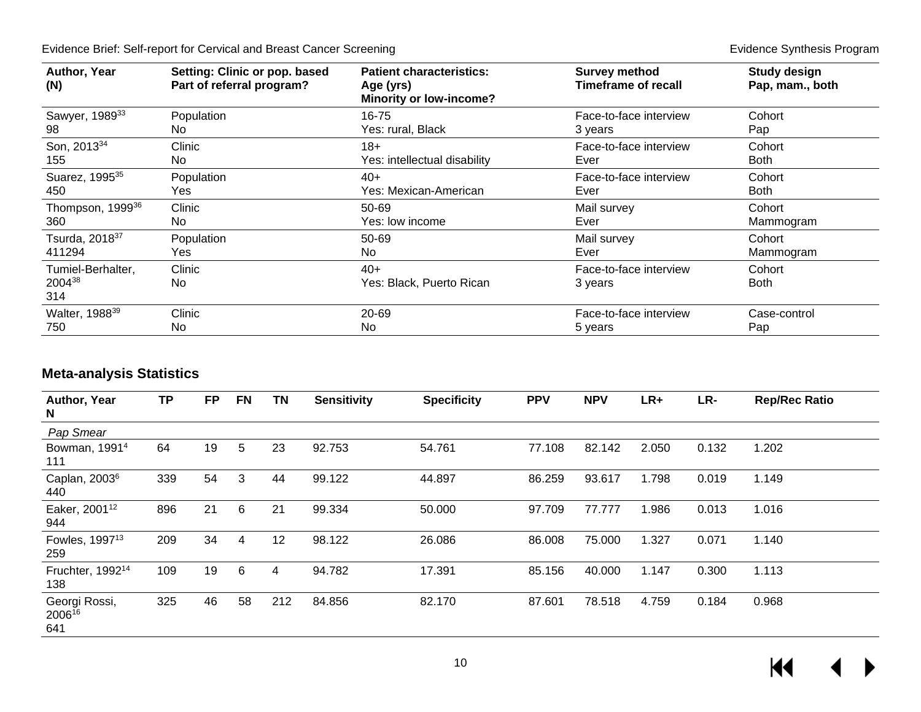| Author, Year (N) | Setting: Clinic or pop. based Part of referral program? | Patient characteristics: Age (yrs) Minority or low-income? | Survey method Timeframe of recall | Study design Pap, mam., both |
|---|---|---|---|---|
| Sawyer, 1989[33] 98 | Population No | 16-75 Yes: rural, Black | Face-to-face interview 3 years | Cohort Pap |
| Son, 2013[34] 155 | Clinic No | 18+ Yes: intellectual disability | Face-to-face interview Ever | Cohort Both |
| Suarez, 1995[35] 450 | Population Yes | 40+ Yes: Mexican-American | Face-to-face interview Ever | Cohort Both |
| Thompson, 1999[36] 360 | Clinic No | 50-69 Yes: low income | Mail survey Ever | Cohort Mammogram |
| Tsurda, 2018[37] 411294 | Population Yes | 50-69 No | Mail survey Ever | Cohort Mammogram |
| Tumiel-Berhalter, 2004[38] 314 | Clinic No | 40+ Yes: Black, Puerto Rican | Face-to-face interview 3 years | Cohort Both |
| Walter, 1988[39] 750 | Clinic No | 20-69 No | Face-to-face interview 5 years | Case-control Pap |

## Meta-analysis Statistics

| Author, Year N | TP | FP | FN | TN | Sensitivity | Specificity | PPV | NPV | LR+ | LR- | Rep/Rec Ratio |
|---|---|---|---|---|---|---|---|---|---|---|---|
| *Pap Smear* | | | | | | | | | | | |
| Bowman, 1991[4] 111 | 64 | 19 | 5 | 23 | 92.753 | 54.761 | 77.108 | 82.142 | 2.050 | 0.132 | 1.202 |
| Caplan, 2003[6] 440 | 339 | 54 | 3 | 44 | 99.122 | 44.897 | 86.259 | 93.617 | 1.798 | 0.019 | 1.149 |
| Eaker, 2001[12] 944 | 896 | 21 | 6 | 21 | 99.334 | 50.000 | 97.709 | 77.777 | 1.986 | 0.013 | 1.016 |
| Fowles, 1997[13] 259 | 209 | 34 | 4 | 12 | 98.122 | 26.086 | 86.008 | 75.000 | 1.327 | 0.071 | 1.140 |
| Fruchter, 1992[14] 138 | 109 | 19 | 6 | 4 | 94.782 | 17.391 | 85.156 | 40.000 | 1.147 | 0.300 | 1.113 |
| Georgi Rossi, 2006[16] 641 | 325 | 46 | 58 | 212 | 84.856 | 82.170 | 87.601 | 78.518 | 4.759 | 0.184 | 0.968 |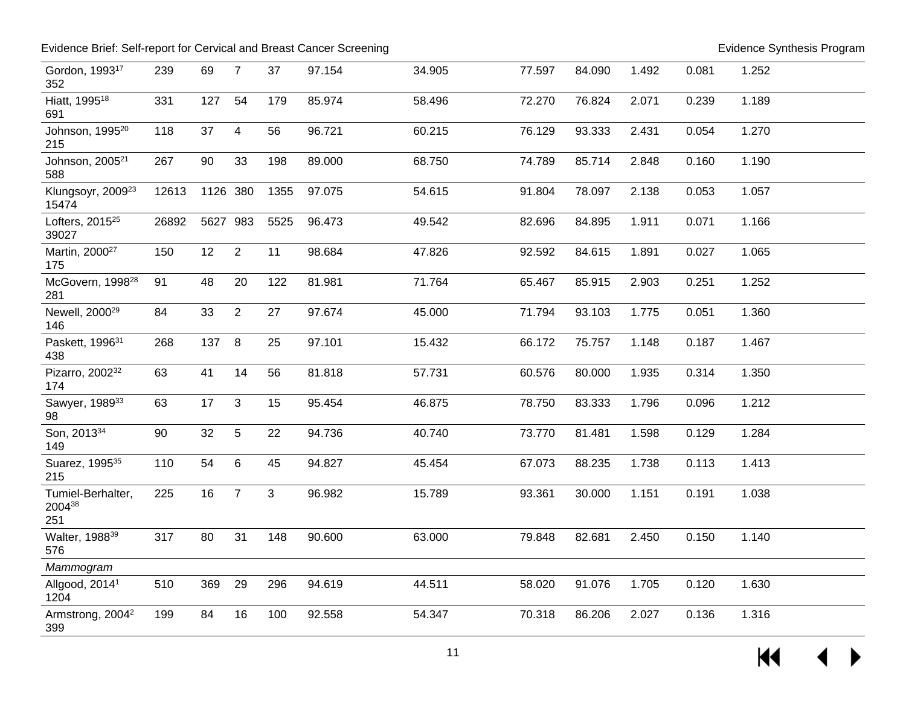| | | | | | | | | | | | |
|---|---|---|---|---|---|---|---|---|---|---|---|
| Gordon, 1993[17] 352 | 239 | 69 | 7 | 37 | 97.154 | 34.905 | 77.597 | 84.090 | 1.492 | 0.081 | 1.252 |
| Hiatt, 1995[18] 691 | 331 | 127 | 54 | 179 | 85.974 | 58.496 | 72.270 | 76.824 | 2.071 | 0.239 | 1.189 |
| Johnson, 1995[20] 215 | 118 | 37 | 4 | 56 | 96.721 | 60.215 | 76.129 | 93.333 | 2.431 | 0.054 | 1.270 |
| Johnson, 2005[21] 588 | 267 | 90 | 33 | 198 | 89.000 | 68.750 | 74.789 | 85.714 | 2.848 | 0.160 | 1.190 |
| Klungsoyr, 2009[23] 15474 | 12613 | 1126 | 380 | 1355 | 97.075 | 54.615 | 91.804 | 78.097 | 2.138 | 0.053 | 1.057 |
| Lofters, 2015[25] 39027 | 26892 | 5627 | 983 | 5525 | 96.473 | 49.542 | 82.696 | 84.895 | 1.911 | 0.071 | 1.166 |
| Martin, 2000[27] 175 | 150 | 12 | 2 | 11 | 98.684 | 47.826 | 92.592 | 84.615 | 1.891 | 0.027 | 1.065 |
| McGovern, 1998[28] 281 | 91 | 48 | 20 | 122 | 81.981 | 71.764 | 65.467 | 85.915 | 2.903 | 0.251 | 1.252 |
| Newell, 2000[29] 146 | 84 | 33 | 2 | 27 | 97.674 | 45.000 | 71.794 | 93.103 | 1.775 | 0.051 | 1.360 |
| Paskett, 1996[31] 438 | 268 | 137 | 8 | 25 | 97.101 | 15.432 | 66.172 | 75.757 | 1.148 | 0.187 | 1.467 |
| Pizarro, 2002[32] 174 | 63 | 41 | 14 | 56 | 81.818 | 57.731 | 60.576 | 80.000 | 1.935 | 0.314 | 1.350 |
| Sawyer, 1989[33] 98 | 63 | 17 | 3 | 15 | 95.454 | 46.875 | 78.750 | 83.333 | 1.796 | 0.096 | 1.212 |
| Son, 2013[34] 149 | 90 | 32 | 5 | 22 | 94.736 | 40.740 | 73.770 | 81.481 | 1.598 | 0.129 | 1.284 |
| Suarez, 1995[35] 215 | 110 | 54 | 6 | 45 | 94.827 | 45.454 | 67.073 | 88.235 | 1.738 | 0.113 | 1.413 |
| Tumiel-Berhalter, 2004[38] 251 | 225 | 16 | 7 | 3 | 96.982 | 15.789 | 93.361 | 30.000 | 1.151 | 0.191 | 1.038 |
| Walter, 1988[39] 576 | 317 | 80 | 31 | 148 | 90.600 | 63.000 | 79.848 | 82.681 | 2.450 | 0.150 | 1.140 |
| *Mammogram* | | | | | | | | | | | |
| Allgood, 2014[1] 1204 | 510 | 369 | 29 | 296 | 94.619 | 44.511 | 58.020 | 91.076 | 1.705 | 0.120 | 1.630 |
| Armstrong, 2004[2] 399 | 199 | 84 | 16 | 100 | 92.558 | 54.347 | 70.318 | 86.206 | 2.027 | 0.136 | 1.316 |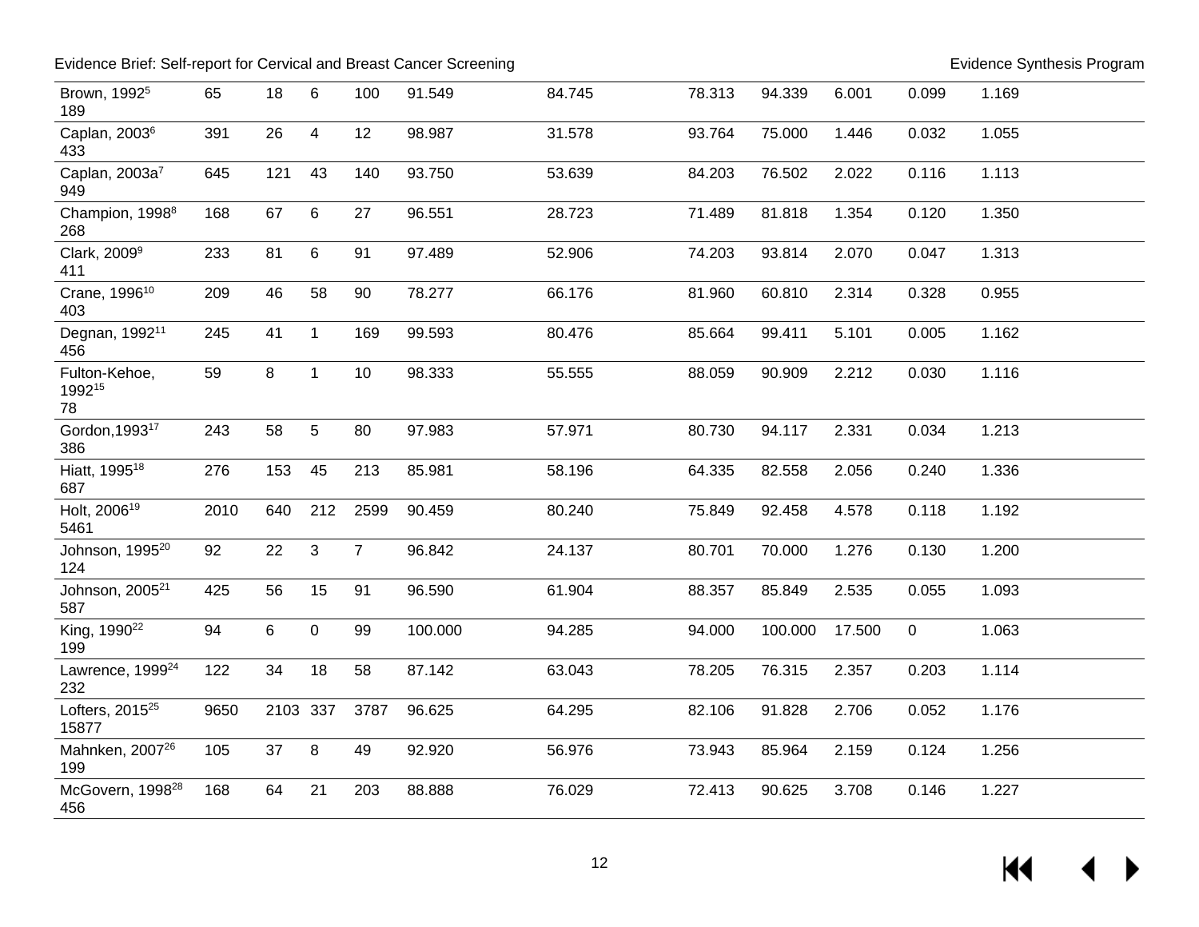| | | | | | | | | | | | |
|---|---|---|---|---|---|---|---|---|---|---|---|
| Brown, 1992[5] 189 | 65 | 18 | 6 | 100 | 91.549 | 84.745 | 78.313 | 94.339 | 6.001 | 0.099 | 1.169 |
| Caplan, 2003[6] 433 | 391 | 26 | 4 | 12 | 98.987 | 31.578 | 93.764 | 75.000 | 1.446 | 0.032 | 1.055 |
| Caplan, 2003a[7] 949 | 645 | 121 | 43 | 140 | 93.750 | 53.639 | 84.203 | 76.502 | 2.022 | 0.116 | 1.113 |
| Champion, 1998[8] 268 | 168 | 67 | 6 | 27 | 96.551 | 28.723 | 71.489 | 81.818 | 1.354 | 0.120 | 1.350 |
| Clark, 2009[9] 411 | 233 | 81 | 6 | 91 | 97.489 | 52.906 | 74.203 | 93.814 | 2.070 | 0.047 | 1.313 |
| Crane, 1996[10] 403 | 209 | 46 | 58 | 90 | 78.277 | 66.176 | 81.960 | 60.810 | 2.314 | 0.328 | 0.955 |
| Degnan, 1992[11] 456 | 245 | 41 | 1 | 169 | 99.593 | 80.476 | 85.664 | 99.411 | 5.101 | 0.005 | 1.162 |
| Fulton-Kehoe, 1992[15] 78 | 59 | 8 | 1 | 10 | 98.333 | 55.555 | 88.059 | 90.909 | 2.212 | 0.030 | 1.116 |
| Gordon,1993[17] 386 | 243 | 58 | 5 | 80 | 97.983 | 57.971 | 80.730 | 94.117 | 2.331 | 0.034 | 1.213 |
| Hiatt, 1995[18] 687 | 276 | 153 | 45 | 213 | 85.981 | 58.196 | 64.335 | 82.558 | 2.056 | 0.240 | 1.336 |
| Holt, 2006[19] 5461 | 2010 | 640 | 212 | 2599 | 90.459 | 80.240 | 75.849 | 92.458 | 4.578 | 0.118 | 1.192 |
| Johnson, 1995[20] 124 | 92 | 22 | 3 | 7 | 96.842 | 24.137 | 80.701 | 70.000 | 1.276 | 0.130 | 1.200 |
| Johnson, 2005[21] 587 | 425 | 56 | 15 | 91 | 96.590 | 61.904 | 88.357 | 85.849 | 2.535 | 0.055 | 1.093 |
| King, 1990[22] 199 | 94 | 6 | 0 | 99 | 100.000 | 94.285 | 94.000 | 100.000 | 17.500 | 0 | 1.063 |
| Lawrence, 1999[24] 232 | 122 | 34 | 18 | 58 | 87.142 | 63.043 | 78.205 | 76.315 | 2.357 | 0.203 | 1.114 |
| Lofters, 2015[25] 15877 | 9650 | 2103 | 337 | 3787 | 96.625 | 64.295 | 82.106 | 91.828 | 2.706 | 0.052 | 1.176 |
| Mahnken, 2007[26] 199 | 105 | 37 | 8 | 49 | 92.920 | 56.976 | 73.943 | 85.964 | 2.159 | 0.124 | 1.256 |
| McGovern, 1998[28] 456 | 168 | 64 | 21 | 203 | 88.888 | 76.029 | 72.413 | 90.625 | 3.708 | 0.146 | 1.227 |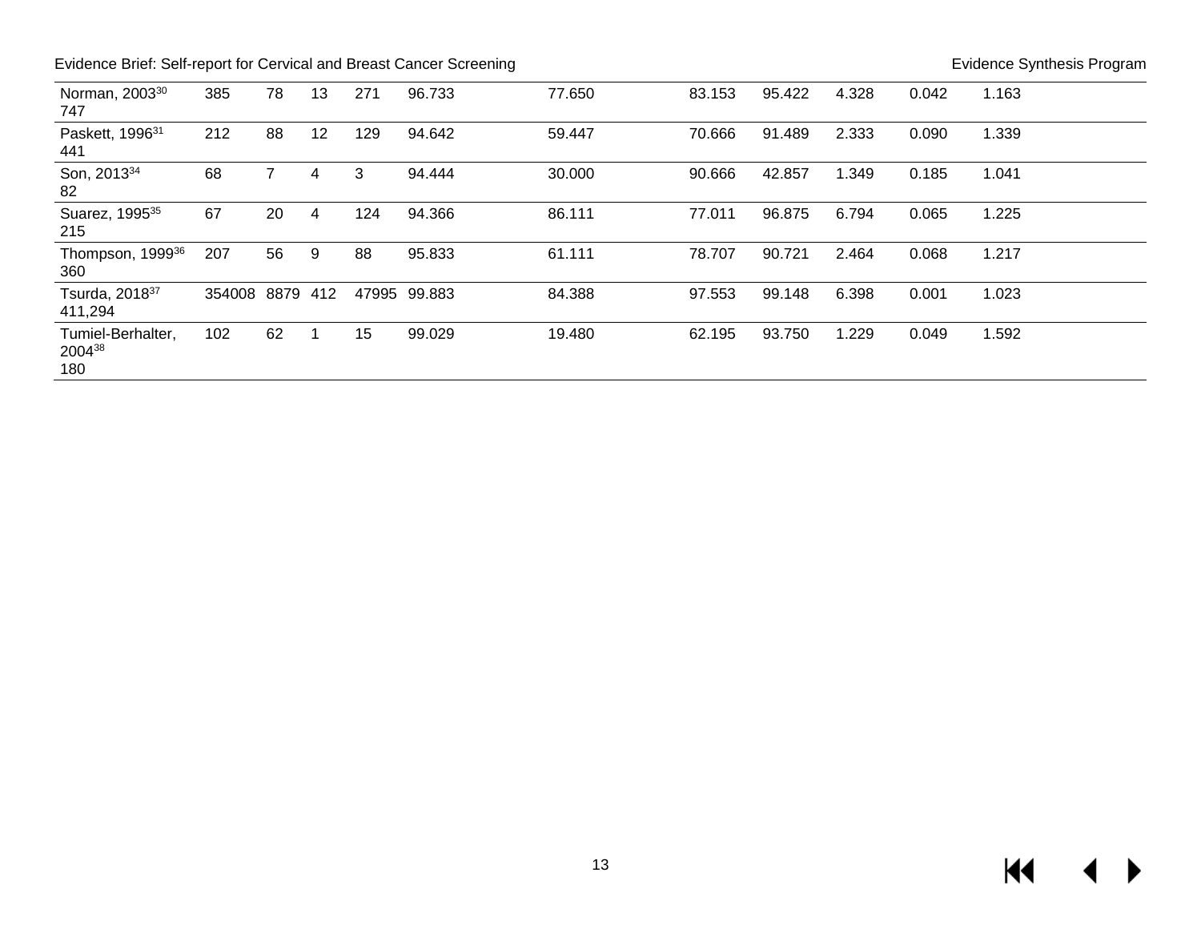| | | | | | | | | | | | |
|---|---|---|---|---|---|---|---|---|---|---|---|
| Norman, 2003[30] 747 | 385 | 78 | 13 | 271 | 96.733 | 77.650 | 83.153 | 95.422 | 4.328 | 0.042 | 1.163 |
| Paskett, 1996[31] 441 | 212 | 88 | 12 | 129 | 94.642 | 59.447 | 70.666 | 91.489 | 2.333 | 0.090 | 1.339 |
| Son, 2013[34] 82 | 68 | 7 | 4 | 3 | 94.444 | 30.000 | 90.666 | 42.857 | 1.349 | 0.185 | 1.041 |
| Suarez, 1995[35] 215 | 67 | 20 | 4 | 124 | 94.366 | 86.111 | 77.011 | 96.875 | 6.794 | 0.065 | 1.225 |
| Thompson, 1999[36] 360 | 207 | 56 | 9 | 88 | 95.833 | 61.111 | 78.707 | 90.721 | 2.464 | 0.068 | 1.217 |
| Tsurda, 2018[37] 411,294 | 354008 | 8879 | 412 | 47995 | 99.883 | 84.388 | 97.553 | 99.148 | 6.398 | 0.001 | 1.023 |
| Tumiel-Berhalter, 2004[38] 180 | 102 | 62 | 1 | 15 | 99.029 | 19.480 | 62.195 | 93.750 | 1.229 | 0.049 | 1.592 |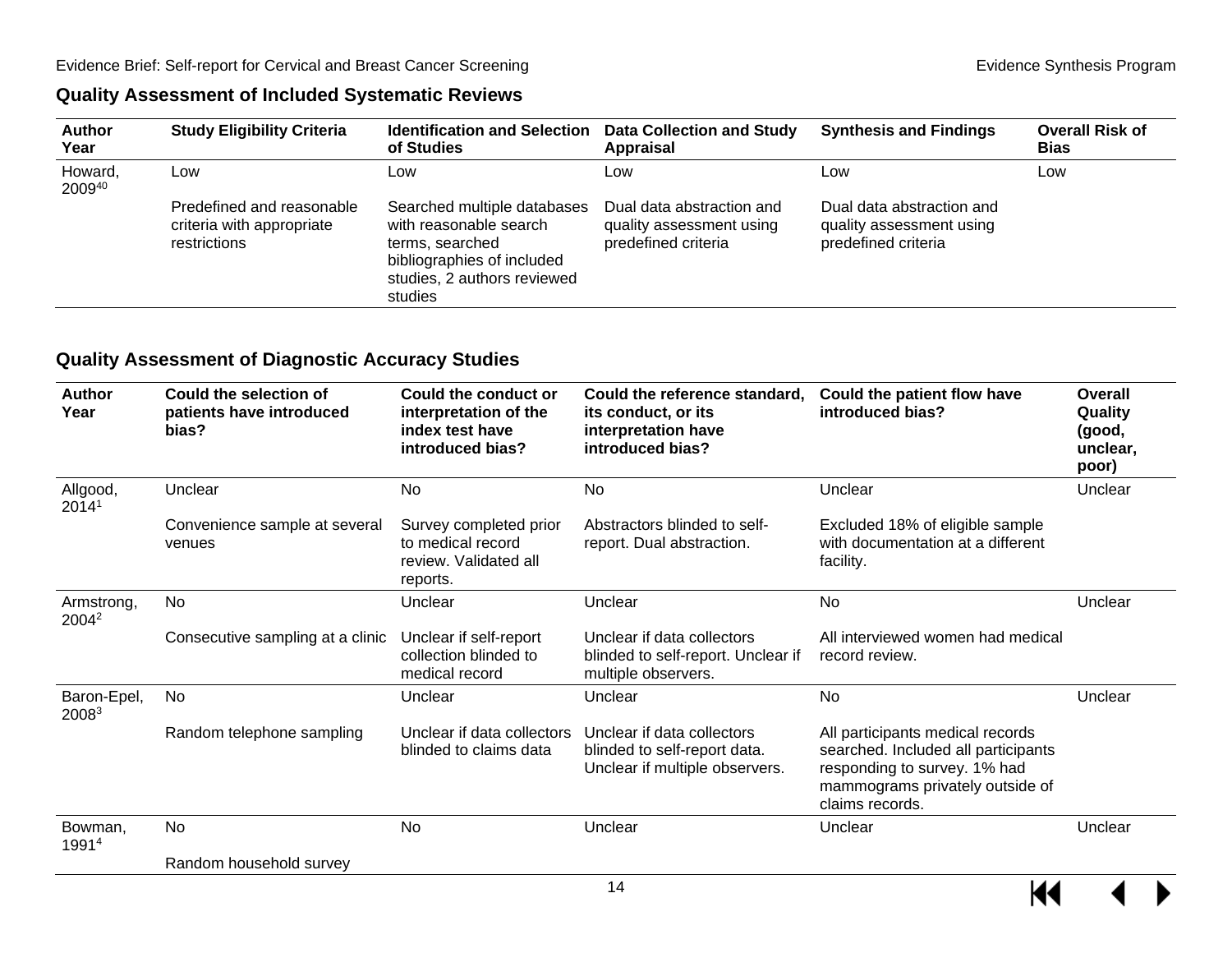### Quality Assessment of Included Systematic Reviews

| Author Year | Study Eligibility Criteria | Identification and Selection of Studies | Data Collection and Study Appraisal | Synthesis and Findings | Overall Risk of Bias |
|---|---|---|---|---|---|
| Howard, 2009[40] | Low<br><br>Predefined and reasonable criteria with appropriate restrictions | Low<br><br>Searched multiple databases with reasonable search terms, searched bibliographies of included studies, 2 authors reviewed studies | Low<br><br>Dual data abstraction and quality assessment using predefined criteria | Low<br><br>Dual data abstraction and quality assessment using predefined criteria | Low |

### Quality Assessment of Diagnostic Accuracy Studies

| Author Year | Could the selection of patients have introduced bias? | Could the conduct or interpretation of the index test have introduced bias? | Could the reference standard, its conduct, or its interpretation have introduced bias? | Could the patient flow have introduced bias? | Overall Quality (good, unclear, poor) |
|---|---|---|---|---|---|
| Allgood, 2014[1] | Unclear<br><br>Convenience sample at several venues | No<br><br>Survey completed prior to medical record review. Validated all reports. | No<br><br>Abstractors blinded to self-report. Dual abstraction. | Unclear<br><br>Excluded 18% of eligible sample with documentation at a different facility. | Unclear |
| Armstrong, 2004[2] | No<br><br>Consecutive sampling at a clinic | Unclear<br><br>Unclear if self-report collection blinded to medical record | Unclear<br><br>Unclear if data collectors blinded to self-report. Unclear if multiple observers. | No<br><br>All interviewed women had medical record review. | Unclear |
| Baron-Epel, 2008[3] | No<br><br>Random telephone sampling | Unclear<br><br>Unclear if data collectors blinded to claims data | Unclear<br><br>Unclear if data collectors blinded to self-report data. Unclear if multiple observers. | No<br><br>All participants medical records searched. Included all participants responding to survey. 1% had mammograms privately outside of claims records. | Unclear |
| Bowman, 1991[4] | No<br><br>Random household survey | No | Unclear | Unclear | Unclear |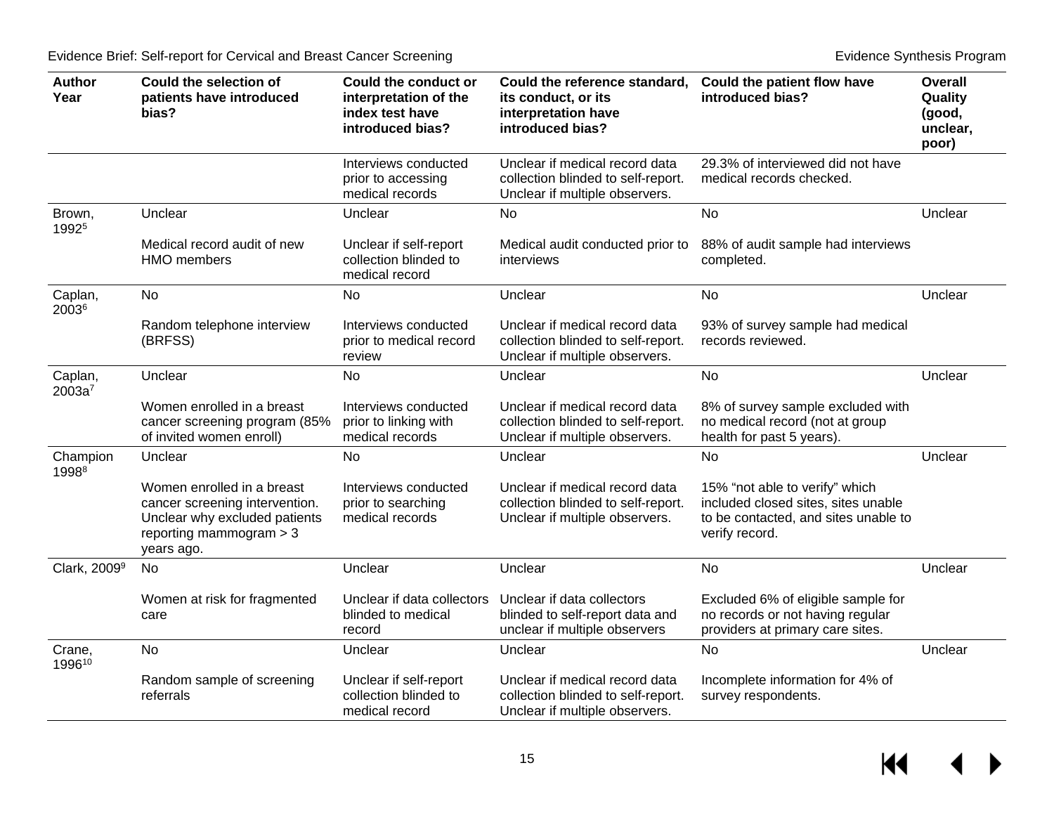| Author Year | Could the selection of patients have introduced bias? | Could the conduct or interpretation of the index test have introduced bias? | Could the reference standard, its conduct, or its interpretation have introduced bias? | Could the patient flow have introduced bias? | Overall Quality (good, unclear, poor) |
|---|---|---|---|---|---|
| | | Interviews conducted prior to accessing medical records | Unclear if medical record data collection blinded to self-report. Unclear if multiple observers. | 29.3% of interviewed did not have medical records checked. | |
| Brown, 1992[5] | Unclear<br><br>Medical record audit of new HMO members | Unclear<br><br>Unclear if self-report collection blinded to medical record | No<br><br>Medical audit conducted prior to interviews | No<br><br>88% of audit sample had interviews completed. | Unclear |
| Caplan, 2003[6] | No<br><br>Random telephone interview (BRFSS) | No<br><br>Interviews conducted prior to medical record review | Unclear<br><br>Unclear if medical record data collection blinded to self-report. Unclear if multiple observers. | No<br><br>93% of survey sample had medical records reviewed. | Unclear |
| Caplan, 2003a[7] | Unclear<br><br>Women enrolled in a breast cancer screening program (85% of invited women enroll) | No<br><br>Interviews conducted prior to linking with medical records | Unclear<br><br>Unclear if medical record data collection blinded to self-report. Unclear if multiple observers. | No<br><br>8% of survey sample excluded with no medical record (not at group health for past 5 years). | Unclear |
| Champion 1998[8] | Unclear<br><br>Women enrolled in a breast cancer screening intervention. Unclear why excluded patients reporting mammogram > 3 years ago. | No<br><br>Interviews conducted prior to searching medical records | Unclear<br><br>Unclear if medical record data collection blinded to self-report. Unclear if multiple observers. | No<br><br>15% "not able to verify" which included closed sites, sites unable to be contacted, and sites unable to verify record. | Unclear |
| Clark, 2009[9] | No<br><br>Women at risk for fragmented care | Unclear<br><br>Unclear if data collectors blinded to medical record | Unclear<br><br>Unclear if data collectors blinded to self-report data and unclear if multiple observers | No<br><br>Excluded 6% of eligible sample for no records or not having regular providers at primary care sites. | Unclear |
| Crane, 1996[10] | No<br><br>Random sample of screening referrals | Unclear<br><br>Unclear if self-report collection blinded to medical record | Unclear<br><br>Unclear if medical record data collection blinded to self-report. Unclear if multiple observers. | No<br><br>Incomplete information for 4% of survey respondents. | Unclear |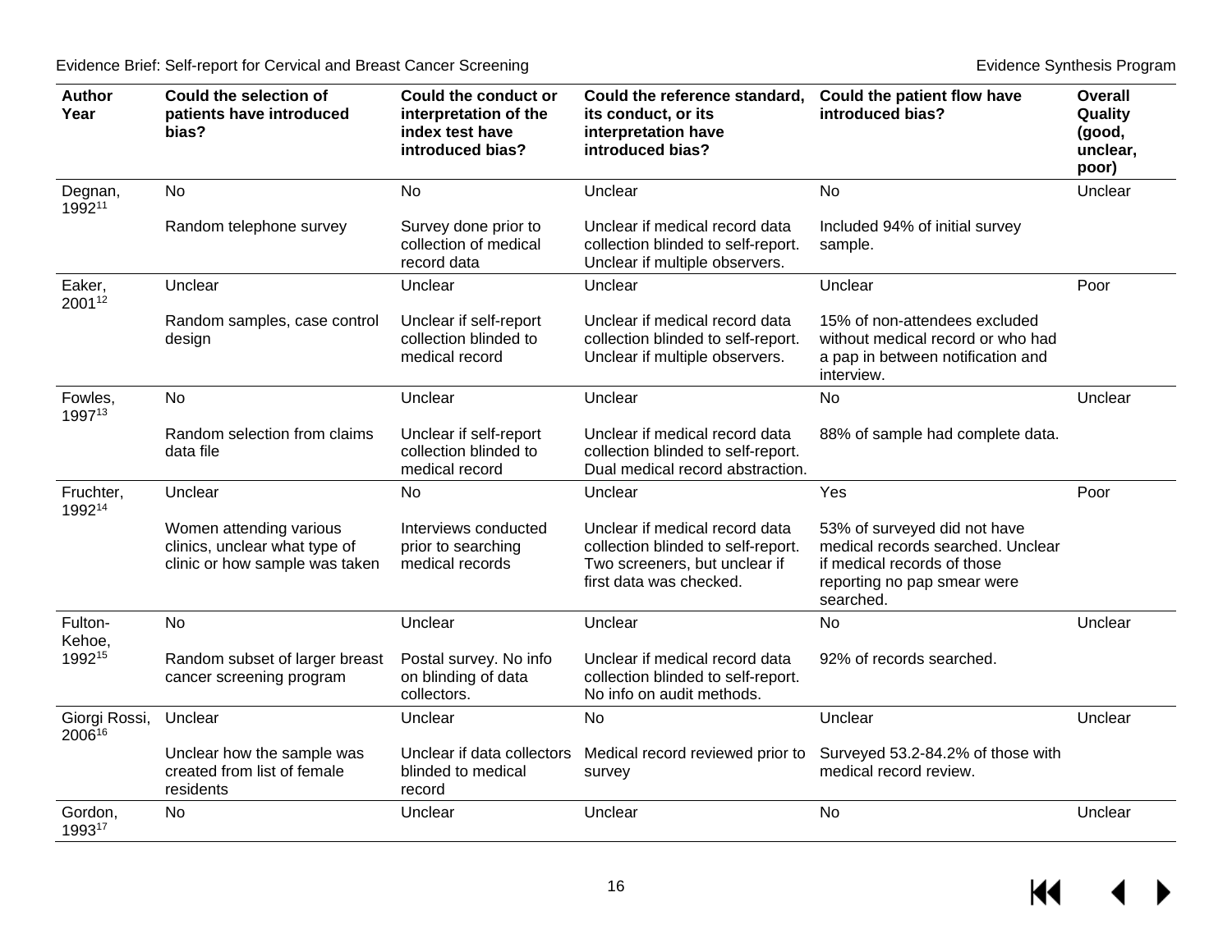| Author Year | Could the selection of patients have introduced bias? | Could the conduct or interpretation of the index test have introduced bias? | Could the reference standard, its conduct, or its interpretation have introduced bias? | Could the patient flow have introduced bias? | Overall Quality (good, unclear, poor) |
|---|---|---|---|---|---|
| Degnan, 1992[11] | No<br><br>Random telephone survey | No<br><br>Survey done prior to collection of medical record data | Unclear<br><br>Unclear if medical record data collection blinded to self-report. Unclear if multiple observers. | No<br><br>Included 94% of initial survey sample. | Unclear |
| Eaker, 2001[12] | Unclear<br><br>Random samples, case control design | Unclear<br><br>Unclear if self-report collection blinded to medical record | Unclear<br><br>Unclear if medical record data collection blinded to self-report. Unclear if multiple observers. | Unclear<br><br>15% of non-attendees excluded without medical record or who had a pap in between notification and interview. | Poor |
| Fowles, 1997[13] | No<br><br>Random selection from claims data file | Unclear<br><br>Unclear if self-report collection blinded to medical record | Unclear<br><br>Unclear if medical record data collection blinded to self-report. Dual medical record abstraction. | No<br><br>88% of sample had complete data. | Unclear |
| Fruchter, 1992[14] | Unclear<br><br>Women attending various clinics, unclear what type of clinic or how sample was taken | No<br><br>Interviews conducted prior to searching medical records | Unclear<br><br>Unclear if medical record data collection blinded to self-report. Two screeners, but unclear if first data was checked. | Yes<br><br>53% of surveyed did not have medical records searched. Unclear if medical records of those reporting no pap smear were searched. | Poor |
| Fulton-Kehoe, 1992[15] | No<br><br>Random subset of larger breast cancer screening program | Unclear<br><br>Postal survey. No info on blinding of data collectors. | Unclear<br><br>Unclear if medical record data collection blinded to self-report. No info on audit methods. | No<br><br>92% of records searched. | Unclear |
| Giorgi Rossi, 2006[16] | Unclear<br><br>Unclear how the sample was created from list of female residents | Unclear<br><br>Unclear if data collectors blinded to medical record | No<br><br>Medical record reviewed prior to survey | Unclear<br><br>Surveyed 53.2-84.2% of those with medical record review. | Unclear |
| Gordon, 1993[17] | No | Unclear | Unclear | No | Unclear |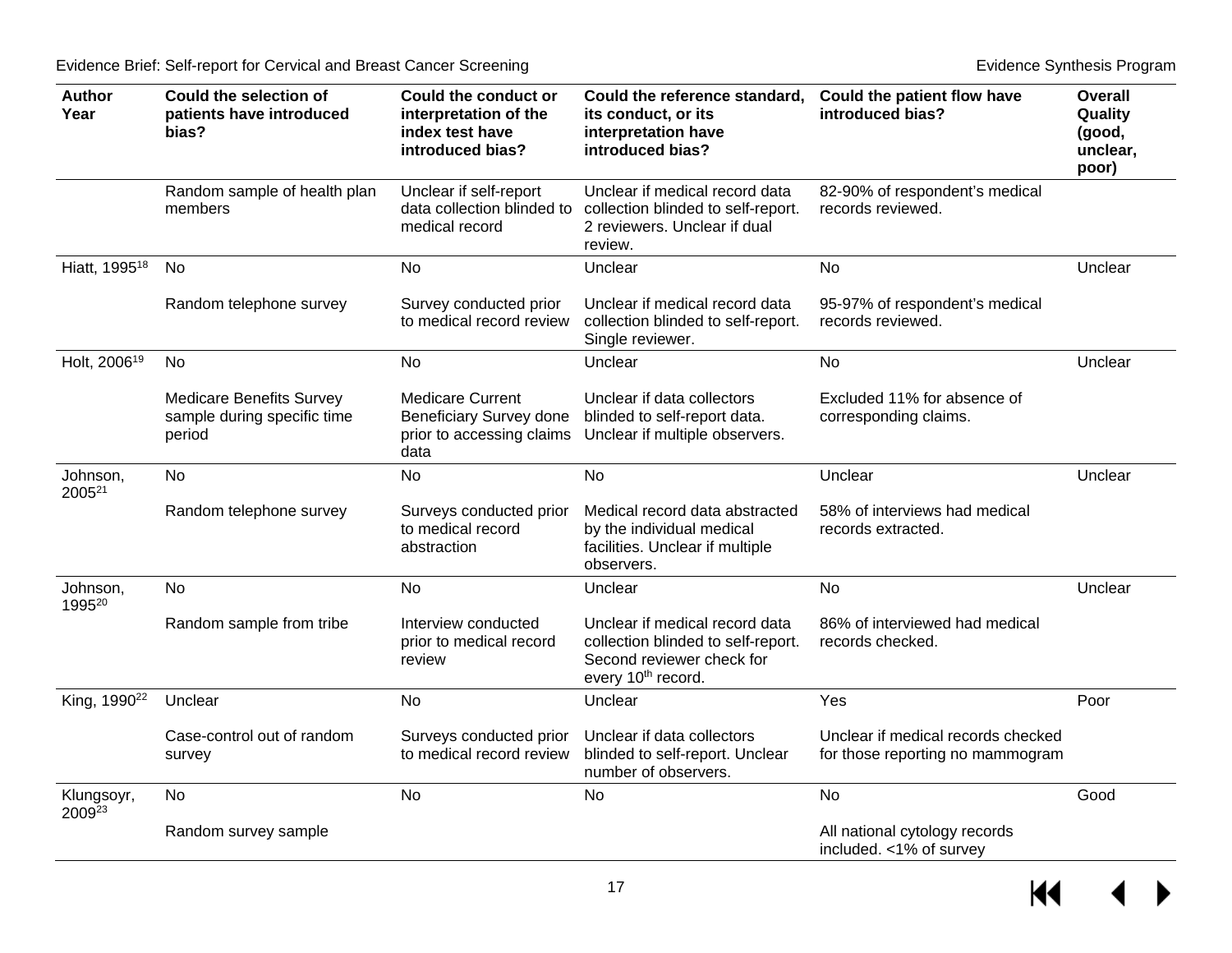| Author Year | Could the selection of patients have introduced bias? | Could the conduct or interpretation of the index test have introduced bias? | Could the reference standard, its conduct, or its interpretation have introduced bias? | Could the patient flow have introduced bias? | Overall Quality (good, unclear, poor) |
|---|---|---|---|---|---|
| | Random sample of health plan members | Unclear if self-report data collection blinded to medical record | Unclear if medical record data collection blinded to self-report. 2 reviewers. Unclear if dual review. | 82-90% of respondent's medical records reviewed. | |
| Hiatt, 1995[18] | No<br><br>Random telephone survey | No<br><br>Survey conducted prior to medical record review | Unclear<br><br>Unclear if medical record data collection blinded to self-report. Single reviewer. | No<br><br>95-97% of respondent's medical records reviewed. | Unclear |
| Holt, 2006[19] | No<br><br>Medicare Benefits Survey sample during specific time period | No<br><br>Medicare Current Beneficiary Survey done prior to accessing claims data | Unclear<br><br>Unclear if data collectors blinded to self-report data. Unclear if multiple observers. | No<br><br>Excluded 11% for absence of corresponding claims. | Unclear |
| Johnson, 2005[21] | No<br><br>Random telephone survey | No<br><br>Surveys conducted prior to medical record abstraction | No<br><br>Medical record data abstracted by the individual medical facilities. Unclear if multiple observers. | Unclear<br><br>58% of interviews had medical records extracted. | Unclear |
| Johnson, 1995[20] | No<br><br>Random sample from tribe | No<br><br>Interview conducted prior to medical record review | Unclear<br><br>Unclear if medical record data collection blinded to self-report. Second reviewer check for every 10th record. | No<br><br>86% of interviewed had medical records checked. | Unclear |
| King, 1990[22] | Unclear<br><br>Case-control out of random survey | No<br><br>Surveys conducted prior to medical record review | Unclear<br><br>Unclear if data collectors blinded to self-report. Unclear number of observers. | Yes<br><br>Unclear if medical records checked for those reporting no mammogram | Poor |
| Klungsoyr, 2009[23] | No<br><br>Random survey sample | No | No | No<br><br>All national cytology records included. <1% of survey | Good |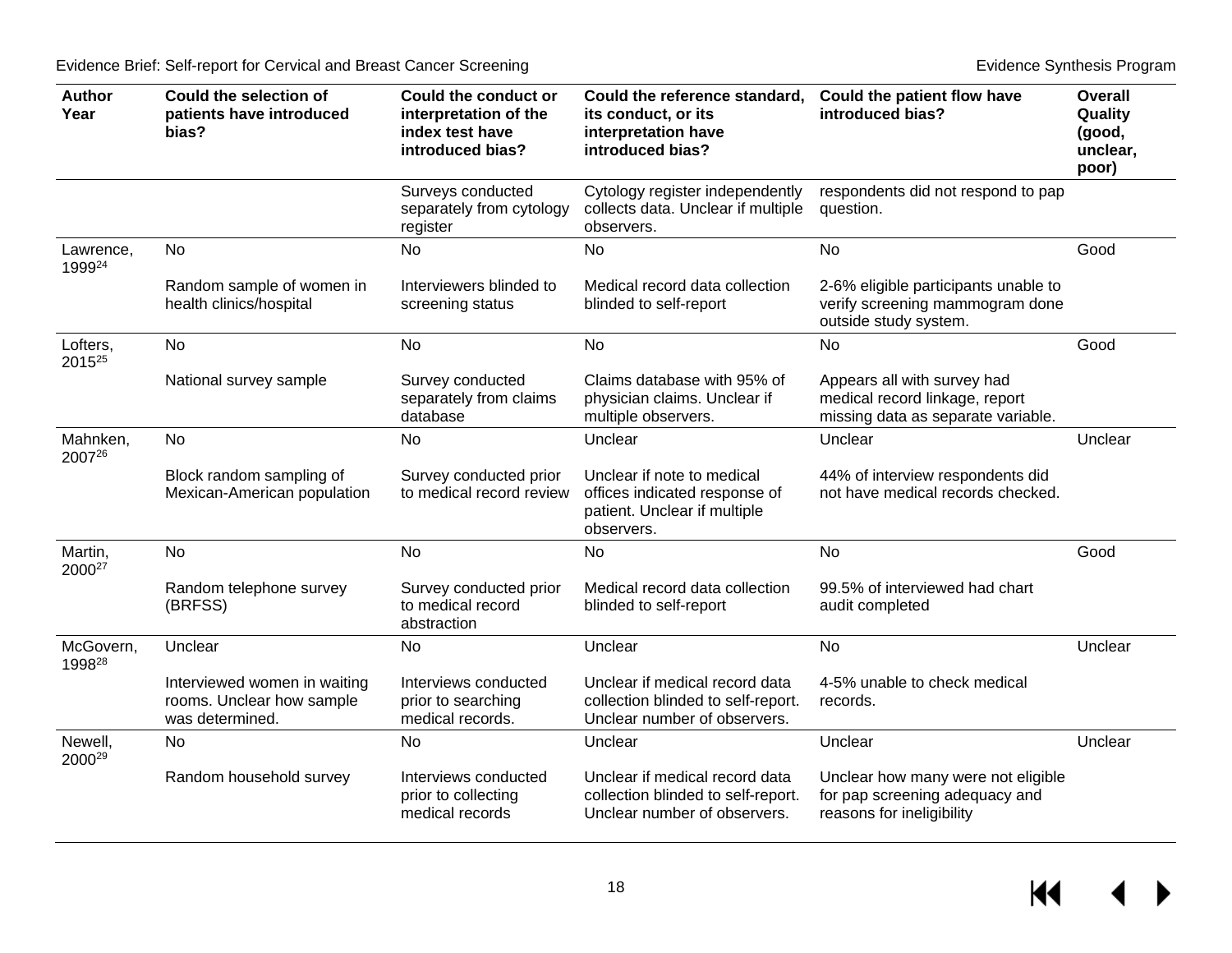| Author Year | Could the selection of patients have introduced bias? | Could the conduct or interpretation of the index test have introduced bias? | Could the reference standard, its conduct, or its interpretation have introduced bias? | Could the patient flow have introduced bias? | Overall Quality (good, unclear, poor) |
|---|---|---|---|---|---|
| | | Surveys conducted separately from cytology register | Cytology register independently collects data. Unclear if multiple observers. | respondents did not respond to pap question. | |
| Lawrence, 1999[24] | No<br>Random sample of women in health clinics/hospital | No<br>Interviewers blinded to screening status | No<br>Medical record data collection blinded to self-report | No<br>2-6% eligible participants unable to verify screening mammogram done outside study system. | Good |
| Lofters, 2015[25] | No<br>National survey sample | No<br>Survey conducted separately from claims database | No<br>Claims database with 95% of physician claims. Unclear if multiple observers. | No<br>Appears all with survey had medical record linkage, report missing data as separate variable. | Good |
| Mahnken, 2007[26] | No<br>Block random sampling of Mexican-American population | No<br>Survey conducted prior to medical record review | Unclear<br>Unclear if note to medical offices indicated response of patient. Unclear if multiple observers. | Unclear<br>44% of interview respondents did not have medical records checked. | Unclear |
| Martin, 2000[27] | No<br>Random telephone survey (BRFSS) | No<br>Survey conducted prior to medical record abstraction | No<br>Medical record data collection blinded to self-report | No<br>99.5% of interviewed had chart audit completed | Good |
| McGovern, 1998[28] | Unclear<br>Interviewed women in waiting rooms. Unclear how sample was determined. | No<br>Interviews conducted prior to searching medical records. | Unclear<br>Unclear if medical record data collection blinded to self-report. Unclear number of observers. | No<br>4-5% unable to check medical records. | Unclear |
| Newell, 2000[29] | No<br>Random household survey | No<br>Interviews conducted prior to collecting medical records | Unclear<br>Unclear if medical record data collection blinded to self-report. Unclear number of observers. | Unclear<br>Unclear how many were not eligible for pap screening adequacy and reasons for ineligibility | Unclear |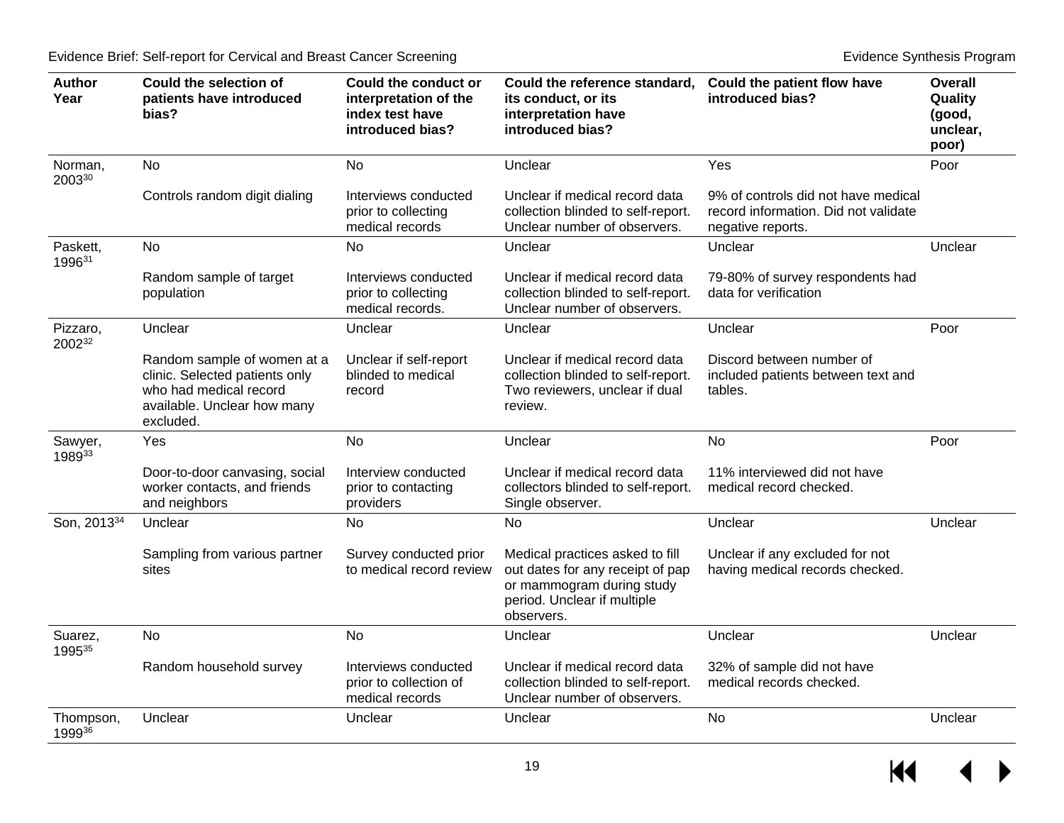| Author Year | Could the selection of patients have introduced bias? | Could the conduct or interpretation of the index test have introduced bias? | Could the reference standard, its conduct, or its interpretation have introduced bias? | Could the patient flow have introduced bias? | Overall Quality (good, unclear, poor) |
|---|---|---|---|---|---|
| Norman, 2003[30] | No<br><br>Controls random digit dialing | No<br><br>Interviews conducted prior to collecting medical records | Unclear<br><br>Unclear if medical record data collection blinded to self-report. Unclear number of observers. | Yes<br><br>9% of controls did not have medical record information. Did not validate negative reports. | Poor |
| Paskett, 1996[31] | No<br><br>Random sample of target population | No<br><br>Interviews conducted prior to collecting medical records. | Unclear<br><br>Unclear if medical record data collection blinded to self-report. Unclear number of observers. | Unclear<br><br>79-80% of survey respondents had data for verification | Unclear |
| Pizzaro, 2002[32] | Unclear<br><br>Random sample of women at a clinic. Selected patients only who had medical record available. Unclear how many excluded. | Unclear<br><br>Unclear if self-report blinded to medical record | Unclear<br><br>Unclear if medical record data collection blinded to self-report. Two reviewers, unclear if dual review. | Unclear<br><br>Discord between number of included patients between text and tables. | Poor |
| Sawyer, 1989[33] | Yes<br><br>Door-to-door canvasing, social worker contacts, and friends and neighbors | No<br><br>Interview conducted prior to contacting providers | Unclear<br><br>Unclear if medical record data collectors blinded to self-report. Single observer. | No<br><br>11% interviewed did not have medical record checked. | Poor |
| Son, 2013[34] | Unclear<br><br>Sampling from various partner sites | No<br><br>Survey conducted prior to medical record review | No<br><br>Medical practices asked to fill out dates for any receipt of pap or mammogram during study period. Unclear if multiple observers. | Unclear<br><br>Unclear if any excluded for not having medical records checked. | Unclear |
| Suarez, 1995[35] | No<br><br>Random household survey | No<br><br>Interviews conducted prior to collection of medical records | Unclear<br><br>Unclear if medical record data collection blinded to self-report. Unclear number of observers. | Unclear<br><br>32% of sample did not have medical records checked. | Unclear |
| Thompson, 1999[36] | Unclear | Unclear | Unclear | No | Unclear |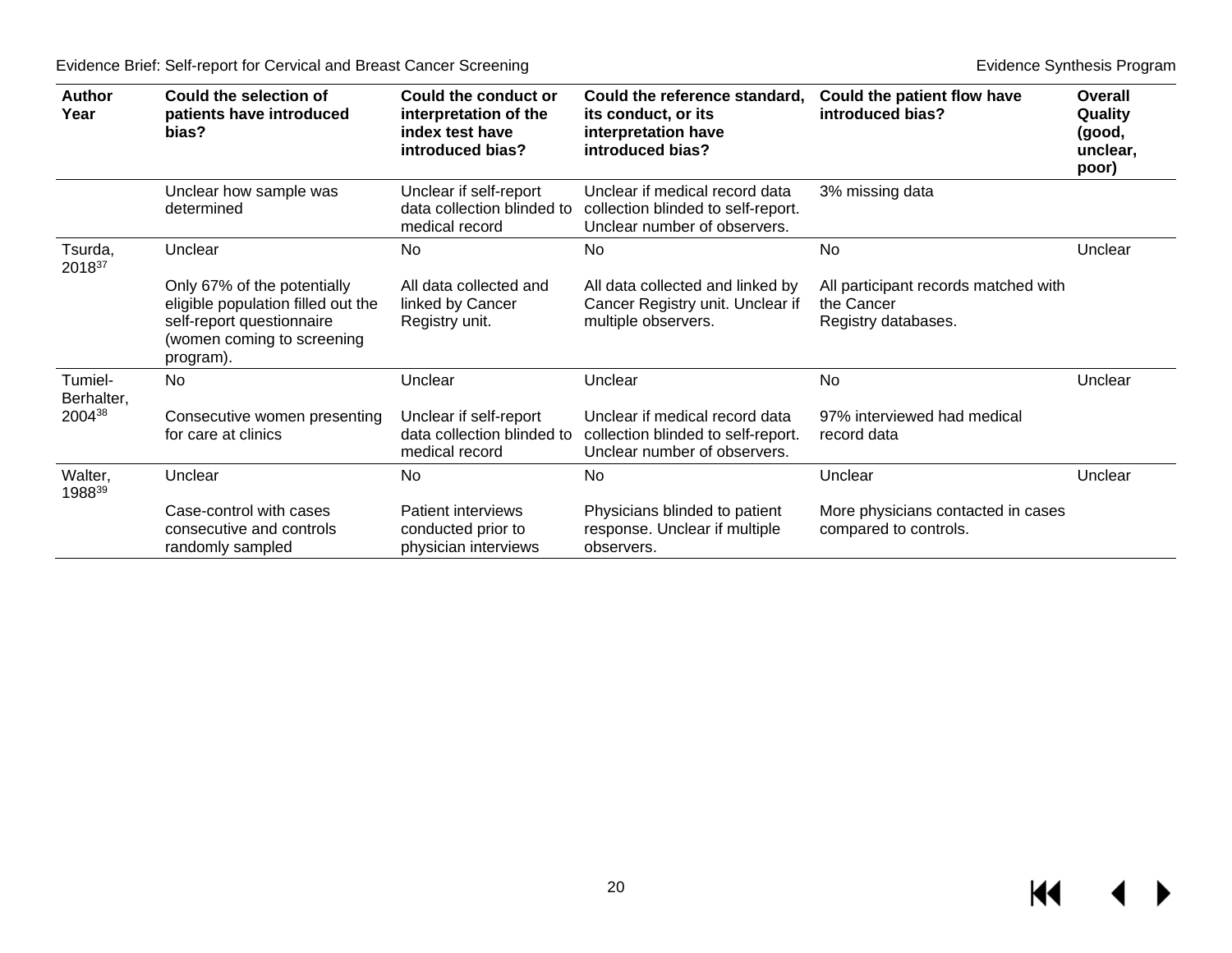| Author Year | Could the selection of patients have introduced bias? | Could the conduct or interpretation of the index test have introduced bias? | Could the reference standard, its conduct, or its interpretation have introduced bias? | Could the patient flow have introduced bias? | Overall Quality (good, unclear, poor) |
|---|---|---|---|---|---|
| | Unclear how sample was determined | Unclear if self-report data collection blinded to medical record | Unclear if medical record data collection blinded to self-report. Unclear number of observers. | 3% missing data | |
| Tsurda, 2018[37] | Unclear<br><br>Only 67% of the potentially eligible population filled out the self-report questionnaire (women coming to screening program). | No<br><br>All data collected and linked by Cancer Registry unit. | No<br><br>All data collected and linked by Cancer Registry unit. Unclear if multiple observers. | No<br><br>All participant records matched with the Cancer Registry databases. | Unclear |
| Tumiel-Berhalter, 2004[38] | No<br><br>Consecutive women presenting for care at clinics | Unclear<br><br>Unclear if self-report data collection blinded to medical record | Unclear<br><br>Unclear if medical record data collection blinded to self-report. Unclear number of observers. | No<br><br>97% interviewed had medical record data | Unclear |
| Walter, 1988[39] | Unclear<br><br>Case-control with cases consecutive and controls randomly sampled | No<br><br>Patient interviews conducted prior to physician interviews | No<br><br>Physicians blinded to patient response. Unclear if multiple observers. | Unclear<br><br>More physicians contacted in cases compared to controls. | Unclear |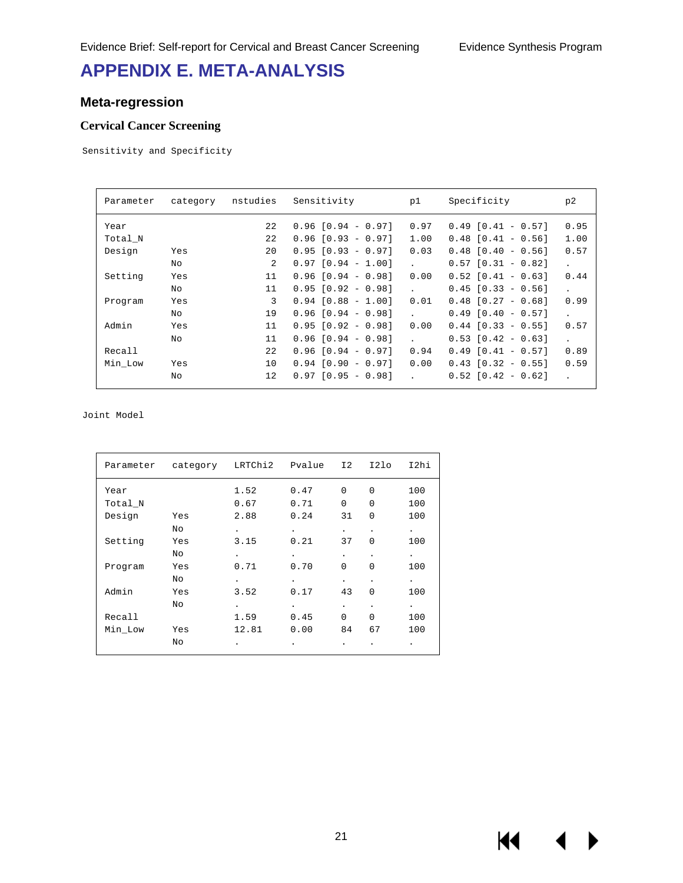# APPENDIX E. META-ANALYSIS

## Meta-regression

### Cervical Cancer Screening

Sensitivity and Specificity

| Parameter | category | nstudies | Sensitivity | p1 | Specificity | p2 |
|---|---|---|---|---|---|---|
| Year | | 22 | 0.96 [0.94 - 0.97] | 0.97 | 0.49 [0.41 - 0.57] | 0.95 |
| Total_N | | 22 | 0.96 [0.93 - 0.97] | 1.00 | 0.48 [0.41 - 0.56] | 1.00 |
| Design | Yes | 20 | 0.95 [0.93 - 0.97] | 0.03 | 0.48 [0.40 - 0.56] | 0.57 |
| | No | 2 | 0.97 [0.94 - 1.00] | . | 0.57 [0.31 - 0.82] | . |
| Setting | Yes | 11 | 0.96 [0.94 - 0.98] | 0.00 | 0.52 [0.41 - 0.63] | 0.44 |
| | No | 11 | 0.95 [0.92 - 0.98] | . | 0.45 [0.33 - 0.56] | . |
| Program | Yes | 3 | 0.94 [0.88 - 1.00] | 0.01 | 0.48 [0.27 - 0.68] | 0.99 |
| | No | 19 | 0.96 [0.94 - 0.98] | . | 0.49 [0.40 - 0.57] | . |
| Admin | Yes | 11 | 0.95 [0.92 - 0.98] | 0.00 | 0.44 [0.33 - 0.55] | 0.57 |
| | No | 11 | 0.96 [0.94 - 0.98] | . | 0.53 [0.42 - 0.63] | . |
| Recall | | 22 | 0.96 [0.94 - 0.97] | 0.94 | 0.49 [0.41 - 0.57] | 0.89 |
| Min_Low | Yes | 10 | 0.94 [0.90 - 0.97] | 0.00 | 0.43 [0.32 - 0.55] | 0.59 |
| | No | 12 | 0.97 [0.95 - 0.98] | . | 0.52 [0.42 - 0.62] | . |

Joint Model

| Parameter | category | LRTChi2 | Pvalue | I2 | I2lo | I2hi |
|---|---|---|---|---|---|---|
| Year | | 1.52 | 0.47 | 0 | 0 | 100 |
| Total_N | | 0.67 | 0.71 | 0 | 0 | 100 |
| Design | Yes | 2.88 | 0.24 | 31 | 0 | 100 |
| | No | . | . | . | . | . |
| Setting | Yes | 3.15 | 0.21 | 37 | 0 | 100 |
| | No | . | . | . | . | . |
| Program | Yes | 0.71 | 0.70 | 0 | 0 | 100 |
| | No | . | . | . | . | . |
| Admin | Yes | 3.52 | 0.17 | 43 | 0 | 100 |
| | No | . | . | . | . | . |
| Recall | | 1.59 | 0.45 | 0 | 0 | 100 |
| Min_Low | Yes | 12.81 | 0.00 | 84 | 67 | 100 |
| | No | . | . | . | . | . |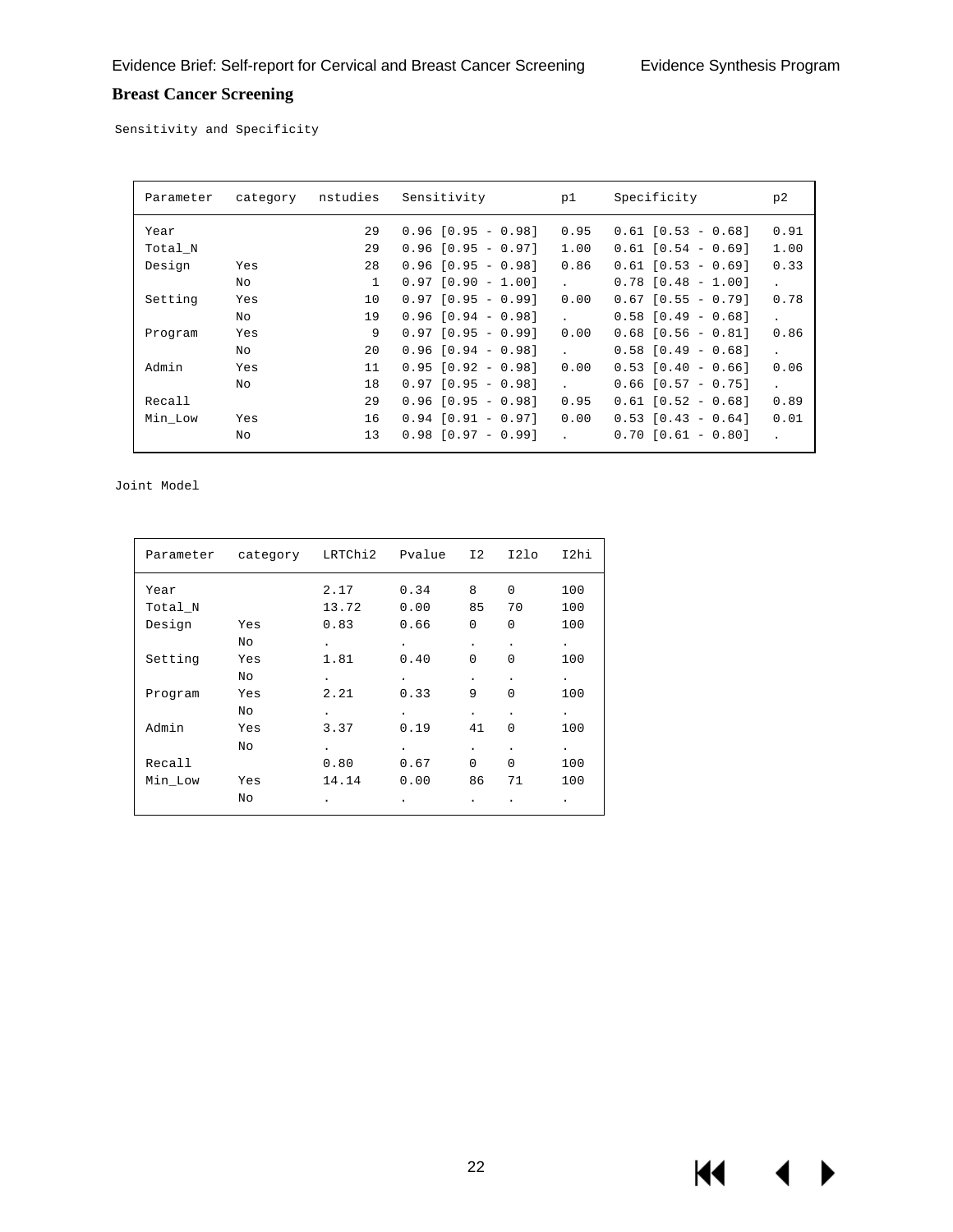## Breast Cancer Screening

Sensitivity and Specificity

| Parameter | category | nstudies | Sensitivity | p1 | Specificity | p2 |
|---|---|---|---|---|---|---|
| Year | | 29 | 0.96 [0.95 - 0.98] | 0.95 | 0.61 [0.53 - 0.68] | 0.91 |
| Total_N | | 29 | 0.96 [0.95 - 0.97] | 1.00 | 0.61 [0.54 - 0.69] | 1.00 |
| Design | Yes | 28 | 0.96 [0.95 - 0.98] | 0.86 | 0.61 [0.53 - 0.69] | 0.33 |
| | No | 1 | 0.97 [0.90 - 1.00] | . | 0.78 [0.48 - 1.00] | . |
| Setting | Yes | 10 | 0.97 [0.95 - 0.99] | 0.00 | 0.67 [0.55 - 0.79] | 0.78 |
| | No | 19 | 0.96 [0.94 - 0.98] | . | 0.58 [0.49 - 0.68] | . |
| Program | Yes | 9 | 0.97 [0.95 - 0.99] | 0.00 | 0.68 [0.56 - 0.81] | 0.86 |
| | No | 20 | 0.96 [0.94 - 0.98] | . | 0.58 [0.49 - 0.68] | . |
| Admin | Yes | 11 | 0.95 [0.92 - 0.98] | 0.00 | 0.53 [0.40 - 0.66] | 0.06 |
| | No | 18 | 0.97 [0.95 - 0.98] | . | 0.66 [0.57 - 0.75] | . |
| Recall | | 29 | 0.96 [0.95 - 0.98] | 0.95 | 0.61 [0.52 - 0.68] | 0.89 |
| Min_Low | Yes | 16 | 0.94 [0.91 - 0.97] | 0.00 | 0.53 [0.43 - 0.64] | 0.01 |
| | No | 13 | 0.98 [0.97 - 0.99] | . | 0.70 [0.61 - 0.80] | . |

Joint Model

| Parameter | category | LRTChi2 | Pvalue | I2 | I2lo | I2hi |
|---|---|---|---|---|---|---|
| Year | | 2.17 | 0.34 | 8 | 0 | 100 |
| Total_N | | 13.72 | 0.00 | 85 | 70 | 100 |
| Design | Yes | 0.83 | 0.66 | 0 | 0 | 100 |
| | No | . | . | . | . | . |
| Setting | Yes | 1.81 | 0.40 | 0 | 0 | 100 |
| | No | . | . | . | . | . |
| Program | Yes | 2.21 | 0.33 | 9 | 0 | 100 |
| | No | . | . | . | . | . |
| Admin | Yes | 3.37 | 0.19 | 41 | 0 | 100 |
| | No | . | . | . | . | . |
| Recall | | 0.80 | 0.67 | 0 | 0 | 100 |
| Min_Low | Yes | 14.14 | 0.00 | 86 | 71 | 100 |
| | No | . | . | . | . | . |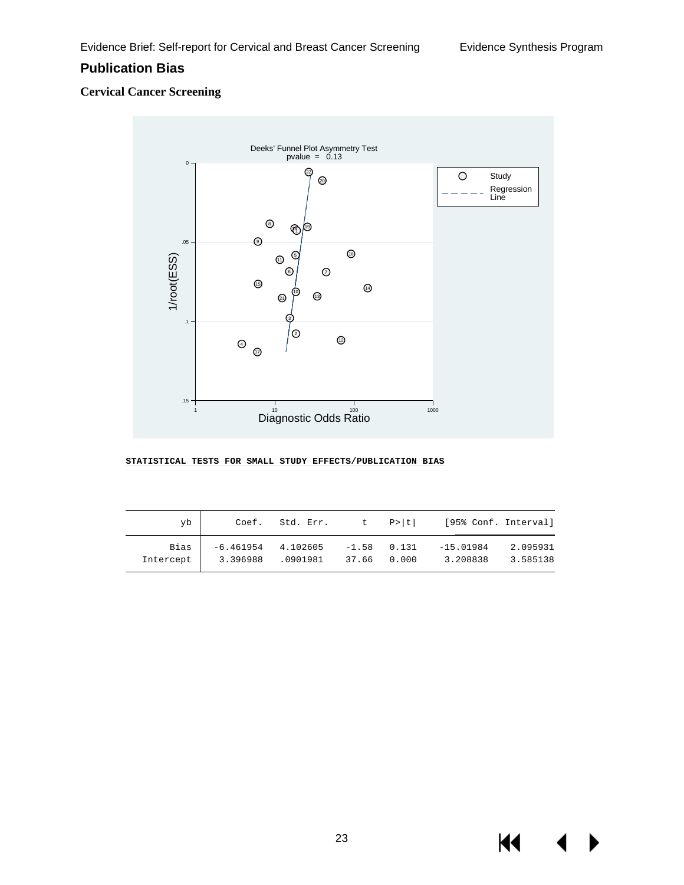## Publication Bias

### Cervical Cancer Screening

**STATISTICAL TESTS FOR SMALL STUDY EFFECTS/PUBLICATION BIAS**

| yb | Coef. | Std. Err. | t | P>\|t\| | [95% Conf. Interval] | |
|---|---|---|---|---|---|---|
| Bias | -6.461954 | 4.102605 | -1.58 | 0.131 | -15.01984 | 2.095931 |
| Intercept | 3.396988 | .0901981 | 37.66 | 0.000 | 3.208838 | 3.585138 |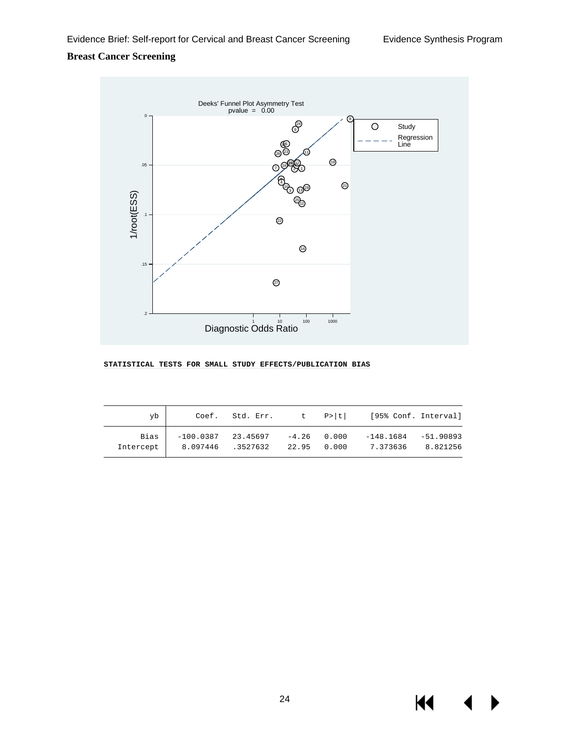**Breast Cancer Screening**

Deeks' Funnel Plot Asymmetry Test
pvalue = 0.00

**STATISTICAL TESTS FOR SMALL STUDY EFFECTS/PUBLICATION BIAS**

| yb | Coef. | Std. Err. | t | P>\|t\| | [95% Conf. Interval] | |
|---|---|---|---|---|---|---|
| Bias | -100.0387 | 23.45697 | -4.26 | 0.000 | -148.1684 | -51.90893 |
| Intercept | 8.097446 | .3527632 | 22.95 | 0.000 | 7.373636 | 8.821256 |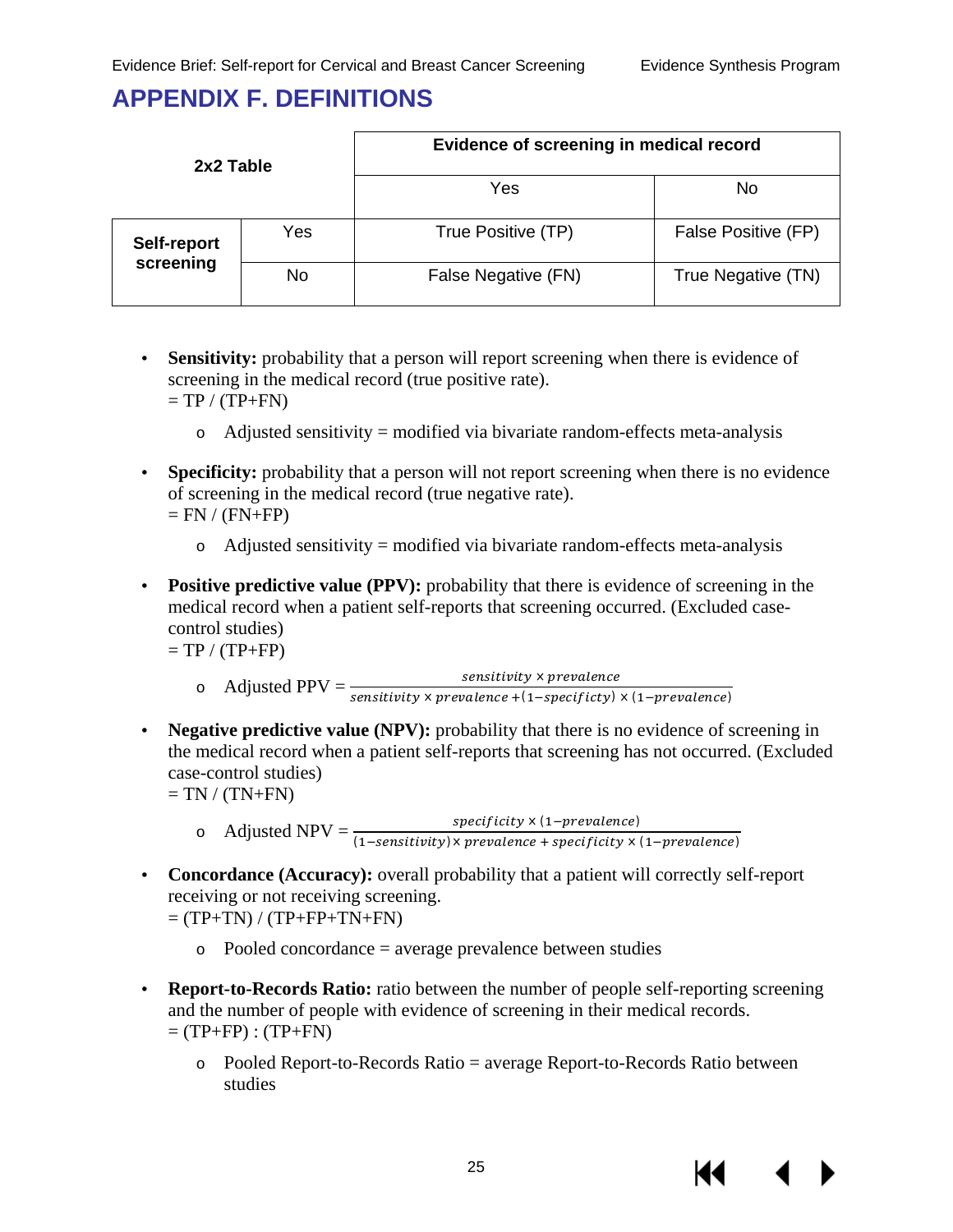# APPENDIX F. DEFINITIONS

| 2x2 Table | | Evidence of screening in medical record | |
|---|---|---|---|
| | | Yes | No |
| Self-report screening | Yes | True Positive (TP) | False Positive (FP) |
| | No | False Negative (FN) | True Negative (TN) |

- **Sensitivity:** probability that a person will report screening when there is evidence of screening in the medical record (true positive rate).
  = TP / (TP+FN)
  - Adjusted sensitivity = modified via bivariate random-effects meta-analysis
- **Specificity:** probability that a person will not report screening when there is no evidence of screening in the medical record (true negative rate).
  = FN / (FN+FP)
  - Adjusted sensitivity = modified via bivariate random-effects meta-analysis
- **Positive predictive value (PPV):** probability that there is evidence of screening in the medical record when a patient self-reports that screening occurred. (Excluded case-control studies)
  = TP / (TP+FP)
  - Adjusted PPV = $\frac{sensitivity \times prevalence}{sensitivity \times prevalence + (1 - specificty) \times (1 - prevalence)}$
- **Negative predictive value (NPV):** probability that there is no evidence of screening in the medical record when a patient self-reports that screening has not occurred. (Excluded case-control studies)
  = TN / (TN+FN)
  - Adjusted NPV = $\frac{specificity \times (1 - prevalence)}{(1 - sensitivity) \times prevalence + specificity \times (1 - prevalence)}$
- **Concordance (Accuracy):** overall probability that a patient will correctly self-report receiving or not receiving screening.
  = (TP+TN) / (TP+FP+TN+FN)
  - Pooled concordance = average prevalence between studies
- **Report-to-Records Ratio:** ratio between the number of people self-reporting screening and the number of people with evidence of screening in their medical records.
  = (TP+FP) : (TP+FN)
  - Pooled Report-to-Records Ratio = average Report-to-Records Ratio between studies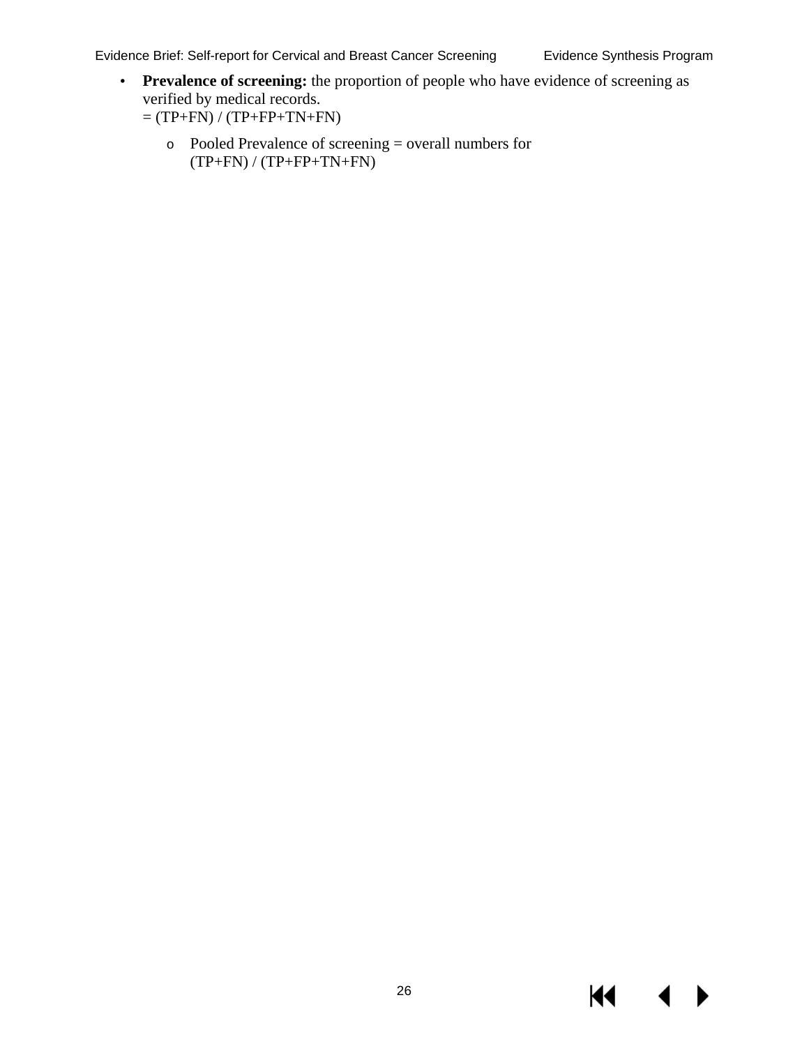- **Prevalence of screening:** the proportion of people who have evidence of screening as verified by medical records.
  = (TP+FN) / (TP+FP+TN+FN)
  - Pooled Prevalence of screening = overall numbers for
    (TP+FN) / (TP+FP+TN+FN)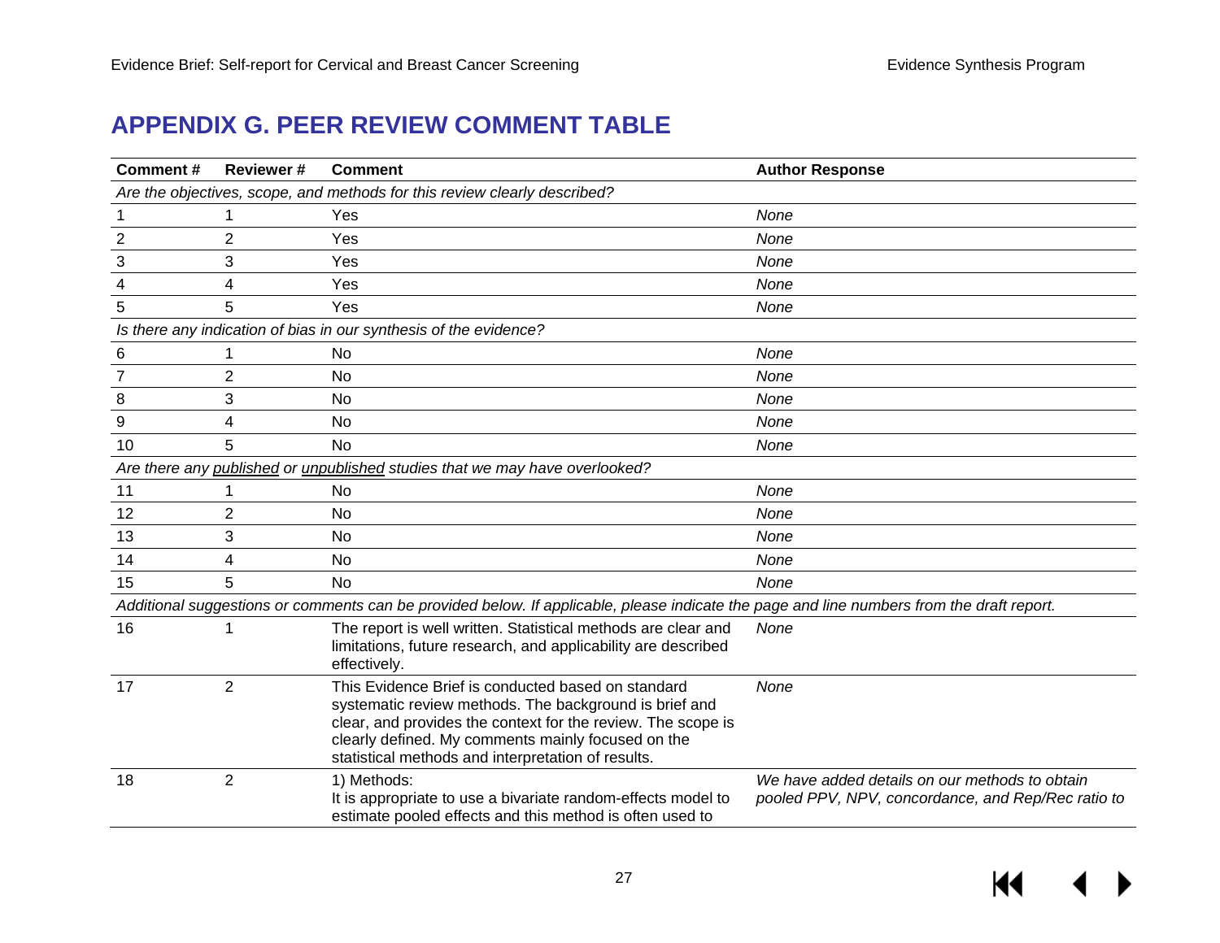## APPENDIX G. PEER REVIEW COMMENT TABLE

| Comment # | Reviewer # | Comment | Author Response |
|---|---|---|---|
| *Are the objectives, scope, and methods for this review clearly described?* | | | |
| 1 | 1 | Yes | *None* |
| 2 | 2 | Yes | *None* |
| 3 | 3 | Yes | *None* |
| 4 | 4 | Yes | *None* |
| 5 | 5 | Yes | *None* |
| *Is there any indication of bias in our synthesis of the evidence?* | | | |
| 6 | 1 | No | *None* |
| 7 | 2 | No | *None* |
| 8 | 3 | No | *None* |
| 9 | 4 | No | *None* |
| 10 | 5 | No | *None* |
| *Are there any published or unpublished studies that we may have overlooked?* | | | |
| 11 | 1 | No | *None* |
| 12 | 2 | No | *None* |
| 13 | 3 | No | *None* |
| 14 | 4 | No | *None* |
| 15 | 5 | No | *None* |
| *Additional suggestions or comments can be provided below. If applicable, please indicate the page and line numbers from the draft report.* | | | |
| 16 | 1 | The report is well written. Statistical methods are clear and limitations, future research, and applicability are described effectively. | *None* |
| 17 | 2 | This Evidence Brief is conducted based on standard systematic review methods. The background is brief and clear, and provides the context for the review. The scope is clearly defined. My comments mainly focused on the statistical methods and interpretation of results. | *None* |
| 18 | 2 | 1) Methods: It is appropriate to use a bivariate random-effects model to estimate pooled effects and this method is often used to | *We have added details on our methods to obtain pooled PPV, NPV, concordance, and Rep/Rec ratio to* |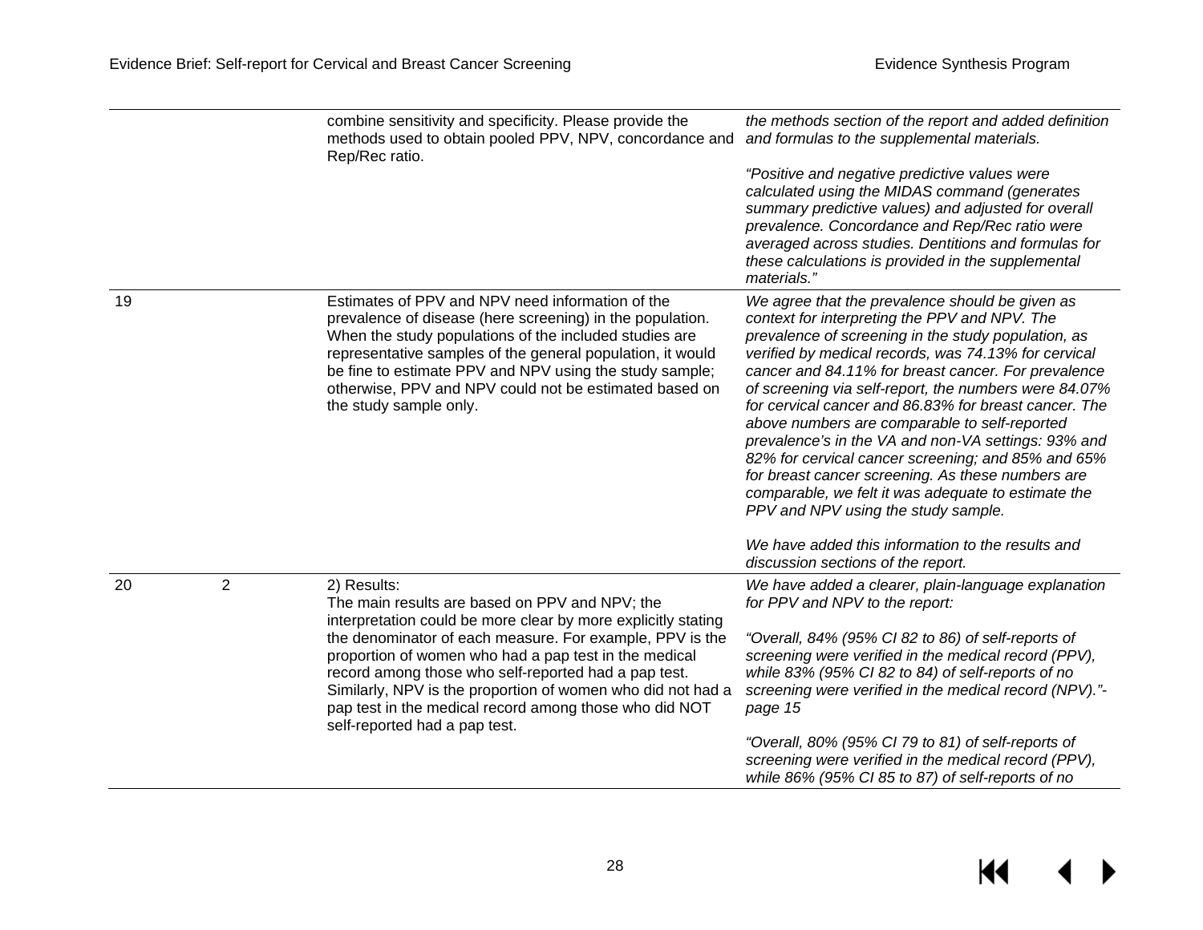| | | | |
|---|---|---|---|
| | | combine sensitivity and specificity. Please provide the methods used to obtain pooled PPV, NPV, concordance and Rep/Rec ratio. | *the methods section of the report and added definition and formulas to the supplemental materials.*<br><br>*"Positive and negative predictive values were calculated using the MIDAS command (generates summary predictive values) and adjusted for overall prevalence. Concordance and Rep/Rec ratio were averaged across studies. Dentitions and formulas for these calculations is provided in the supplemental materials."* |
| 19 | | Estimates of PPV and NPV need information of the prevalence of disease (here screening) in the population. When the study populations of the included studies are representative samples of the general population, it would be fine to estimate PPV and NPV using the study sample; otherwise, PPV and NPV could not be estimated based on the study sample only. | *We agree that the prevalence should be given as context for interpreting the PPV and NPV. The prevalence of screening in the study population, as verified by medical records, was 74.13% for cervical cancer and 84.11% for breast cancer. For prevalence of screening via self-report, the numbers were 84.07% for cervical cancer and 86.83% for breast cancer. The above numbers are comparable to self-reported prevalence's in the VA and non-VA settings: 93% and 82% for cervical cancer screening; and 85% and 65% for breast cancer screening. As these numbers are comparable, we felt it was adequate to estimate the PPV and NPV using the study sample.*<br><br>*We have added this information to the results and discussion sections of the report.* |
| 20 | 2 | 2) Results:<br>The main results are based on PPV and NPV; the interpretation could be more clear by more explicitly stating the denominator of each measure. For example, PPV is the proportion of women who had a pap test in the medical record among those who self-reported had a pap test. Similarly, NPV is the proportion of women who did not had a pap test in the medical record among those who did NOT self-reported had a pap test. | *We have added a clearer, plain-language explanation for PPV and NPV to the report:*<br><br>*"Overall, 84% (95% CI 82 to 86) of self-reports of screening were verified in the medical record (PPV), while 83% (95% CI 82 to 84) of self-reports of no screening were verified in the medical record (NPV)."- page 15*<br><br>*"Overall, 80% (95% CI 79 to 81) of self-reports of screening were verified in the medical record (PPV), while 86% (95% CI 85 to 87) of self-reports of no* |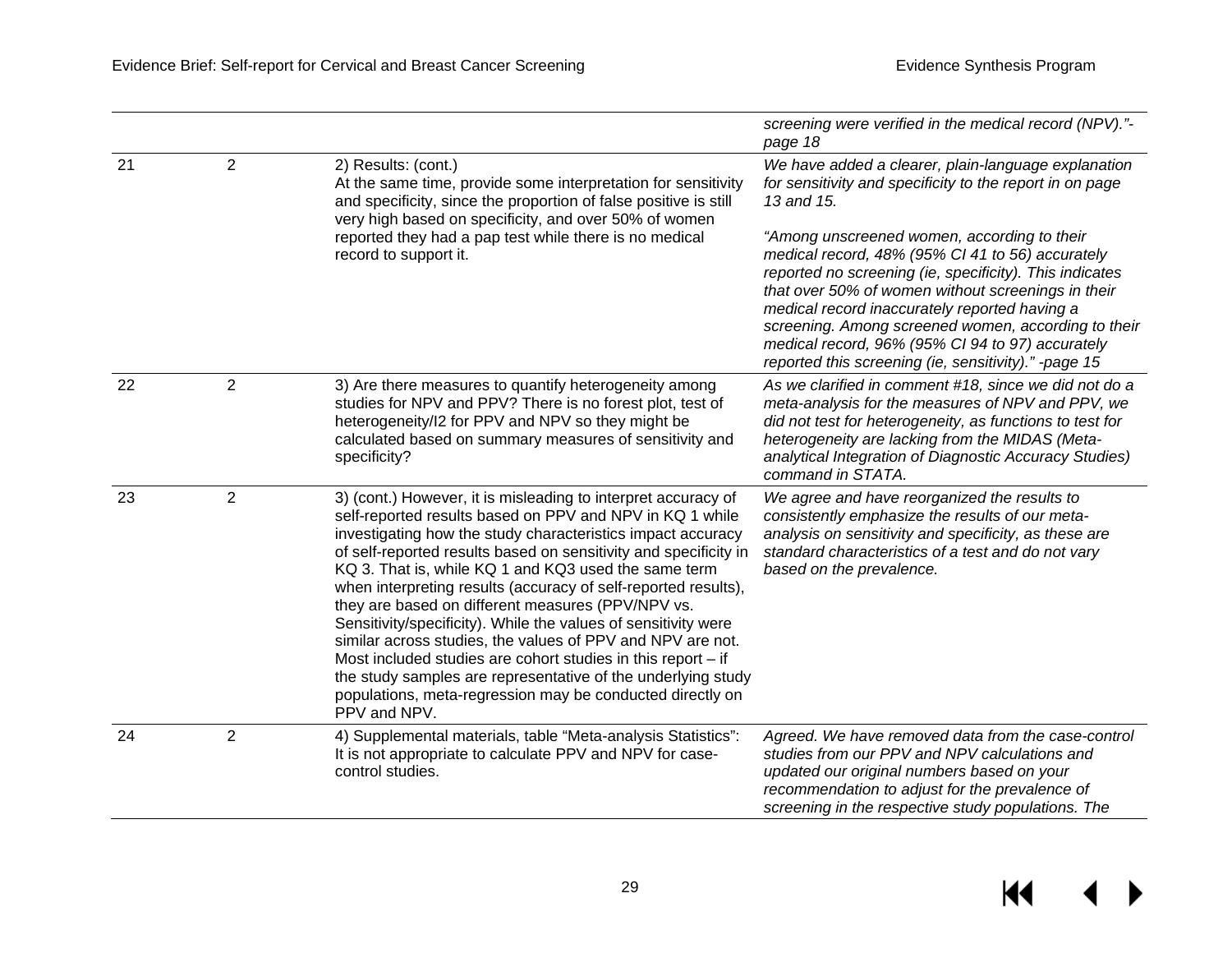| | | | |
|---|---|---|---|
| | | | *screening were verified in the medical record (NPV)."-page 18* |
| 21 | 2 | 2) Results: (cont.)<br>At the same time, provide some interpretation for sensitivity and specificity, since the proportion of false positive is still very high based on specificity, and over 50% of women reported they had a pap test while there is no medical record to support it. | *We have added a clearer, plain-language explanation for sensitivity and specificity to the report in on page 13 and 15.*<br><br>*"Among unscreened women, according to their medical record, 48% (95% CI 41 to 56) accurately reported no screening (ie, specificity). This indicates that over 50% of women without screenings in their medical record inaccurately reported having a screening. Among screened women, according to their medical record, 96% (95% CI 94 to 97) accurately reported this screening (ie, sensitivity)." -page 15* |
| 22 | 2 | 3) Are there measures to quantify heterogeneity among studies for NPV and PPV? There is no forest plot, test of heterogeneity/I2 for PPV and NPV so they might be calculated based on summary measures of sensitivity and specificity? | *As we clarified in comment #18, since we did not do a meta-analysis for the measures of NPV and PPV, we did not test for heterogeneity, as functions to test for heterogeneity are lacking from the MIDAS (Meta-analytical Integration of Diagnostic Accuracy Studies) command in STATA.* |
| 23 | 2 | 3) (cont.) However, it is misleading to interpret accuracy of self-reported results based on PPV and NPV in KQ 1 while investigating how the study characteristics impact accuracy of self-reported results based on sensitivity and specificity in KQ 3. That is, while KQ 1 and KQ3 used the same term when interpreting results (accuracy of self-reported results), they are based on different measures (PPV/NPV vs. Sensitivity/specificity). While the values of sensitivity were similar across studies, the values of PPV and NPV are not. Most included studies are cohort studies in this report – if the study samples are representative of the underlying study populations, meta-regression may be conducted directly on PPV and NPV. | *We agree and have reorganized the results to consistently emphasize the results of our meta-analysis on sensitivity and specificity, as these are standard characteristics of a test and do not vary based on the prevalence.* |
| 24 | 2 | 4) Supplemental materials, table "Meta-analysis Statistics": It is not appropriate to calculate PPV and NPV for case-control studies. | *Agreed. We have removed data from the case-control studies from our PPV and NPV calculations and updated our original numbers based on your recommendation to adjust for the prevalence of screening in the respective study populations. The* |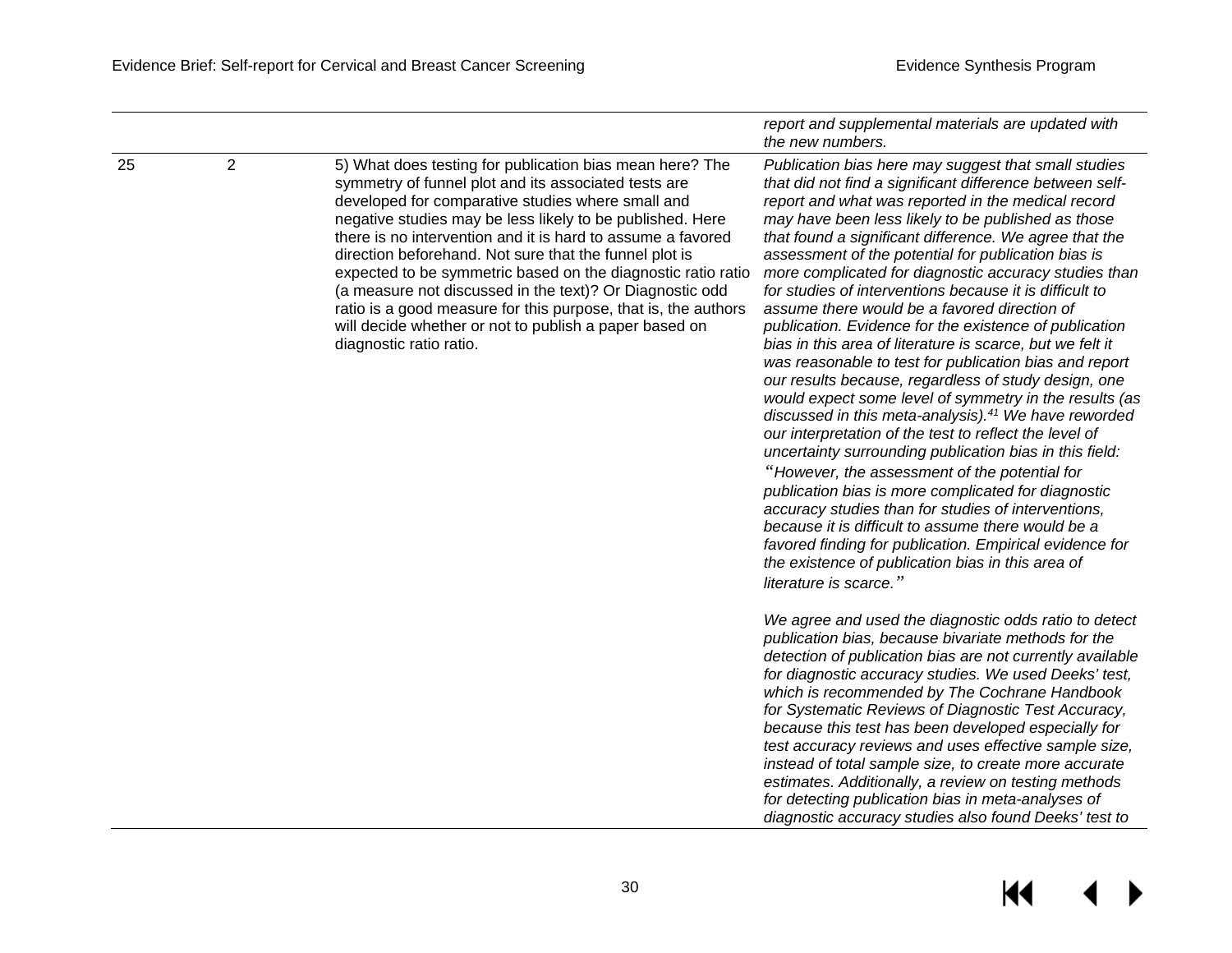| | | | |
|---|---|---|---|
| | | | *report and supplemental materials are updated with the new numbers.* |
| 25 | 2 | 5) What does testing for publication bias mean here? The symmetry of funnel plot and its associated tests are developed for comparative studies where small and negative studies may be less likely to be published. Here there is no intervention and it is hard to assume a favored direction beforehand. Not sure that the funnel plot is expected to be symmetric based on the diagnostic ratio ratio (a measure not discussed in the text)? Or Diagnostic odd ratio is a good measure for this purpose, that is, the authors will decide whether or not to publish a paper based on diagnostic ratio ratio. | *Publication bias here may suggest that small studies that did not find a significant difference between self-report and what was reported in the medical record may have been less likely to be published as those that found a significant difference. We agree that the assessment of the potential for publication bias is more complicated for diagnostic accuracy studies than for studies of interventions because it is difficult to assume there would be a favored direction of publication. Evidence for the existence of publication bias in this area of literature is scarce, but we felt it was reasonable to test for publication bias and report our results because, regardless of study design, one would expect some level of symmetry in the results (as discussed in this meta-analysis).[41] We have reworded our interpretation of the test to reflect the level of uncertainty surrounding publication bias in this field:* <br> *"However, the assessment of the potential for publication bias is more complicated for diagnostic accuracy studies than for studies of interventions, because it is difficult to assume there would be a favored finding for publication. Empirical evidence for the existence of publication bias in this area of literature is scarce."* <br><br> *We agree and used the diagnostic odds ratio to detect publication bias, because bivariate methods for the detection of publication bias are not currently available for diagnostic accuracy studies. We used Deeks' test, which is recommended by The Cochrane Handbook for Systematic Reviews of Diagnostic Test Accuracy, because this test has been developed especially for test accuracy reviews and uses effective sample size, instead of total sample size, to create more accurate estimates. Additionally, a review on testing methods for detecting publication bias in meta-analyses of diagnostic accuracy studies also found Deeks' test to* |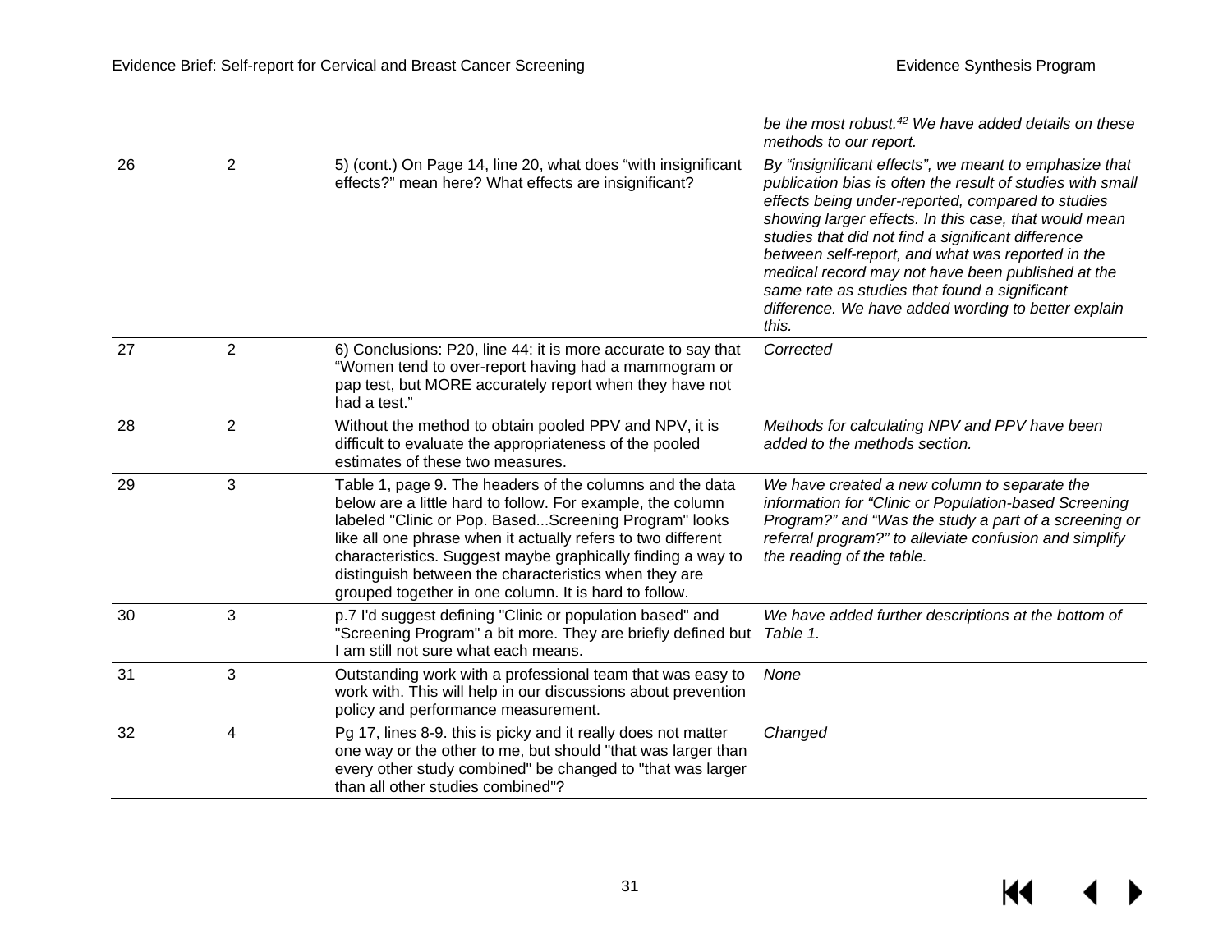| | | | |
|---|---|---|---|
| | | | *be the most robust.[42] We have added details on these methods to our report.* |
| 26 | 2 | 5) (cont.) On Page 14, line 20, what does "with insignificant effects?" mean here? What effects are insignificant? | *By "insignificant effects", we meant to emphasize that publication bias is often the result of studies with small effects being under-reported, compared to studies showing larger effects. In this case, that would mean studies that did not find a significant difference between self-report, and what was reported in the medical record may not have been published at the same rate as studies that found a significant difference. We have added wording to better explain this.* |
| 27 | 2 | 6) Conclusions: P20, line 44: it is more accurate to say that "Women tend to over-report having had a mammogram or pap test, but MORE accurately report when they have not had a test." | *Corrected* |
| 28 | 2 | Without the method to obtain pooled PPV and NPV, it is difficult to evaluate the appropriateness of the pooled estimates of these two measures. | *Methods for calculating NPV and PPV have been added to the methods section.* |
| 29 | 3 | Table 1, page 9. The headers of the columns and the data below are a little hard to follow. For example, the column labeled "Clinic or Pop. Based...Screening Program" looks like all one phrase when it actually refers to two different characteristics. Suggest maybe graphically finding a way to distinguish between the characteristics when they are grouped together in one column. It is hard to follow. | *We have created a new column to separate the information for "Clinic or Population-based Screening Program?" and "Was the study a part of a screening or referral program?" to alleviate confusion and simplify the reading of the table.* |
| 30 | 3 | p.7 I'd suggest defining "Clinic or population based" and "Screening Program" a bit more. They are briefly defined but I am still not sure what each means. | *We have added further descriptions at the bottom of Table 1.* |
| 31 | 3 | Outstanding work with a professional team that was easy to work with. This will help in our discussions about prevention policy and performance measurement. | *None* |
| 32 | 4 | Pg 17, lines 8-9. this is picky and it really does not matter one way or the other to me, but should "that was larger than every other study combined" be changed to "that was larger than all other studies combined"? | *Changed* |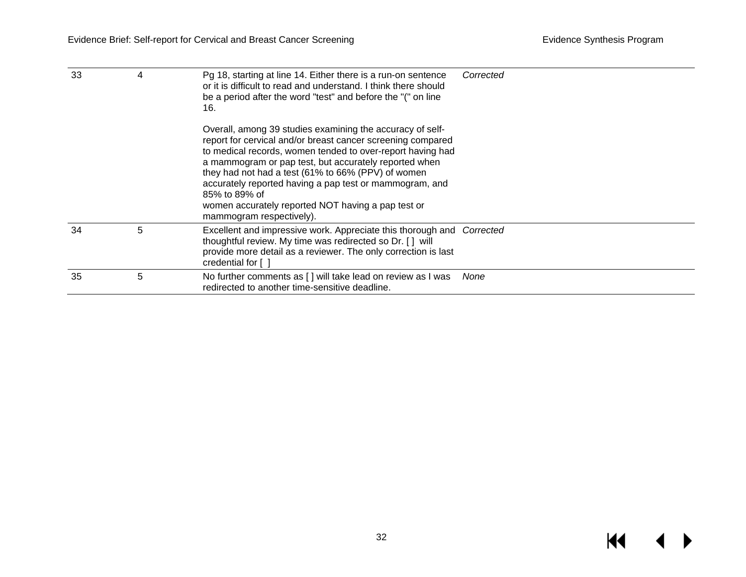| | | | |
|---|---|---|---|
| 33 | 4 | Pg 18, starting at line 14. Either there is a run-on sentence or it is difficult to read and understand. I think there should be a period after the word "test" and before the "(" on line 16.<br><br>Overall, among 39 studies examining the accuracy of self-report for cervical and/or breast cancer screening compared to medical records, women tended to over-report having had a mammogram or pap test, but accurately reported when they had not had a test (61% to 66% (PPV) of women accurately reported having a pap test or mammogram, and 85% to 89% of<br>women accurately reported NOT having a pap test or mammogram respectively). | *Corrected* |
| 34 | 5 | Excellent and impressive work. Appreciate this thorough and thoughtful review. My time was redirected so Dr. [ ] will provide more detail as a reviewer. The only correction is last credential for [ ] | *Corrected* |
| 35 | 5 | No further comments as [ ] will take lead on review as I was redirected to another time-sensitive deadline. | *None* |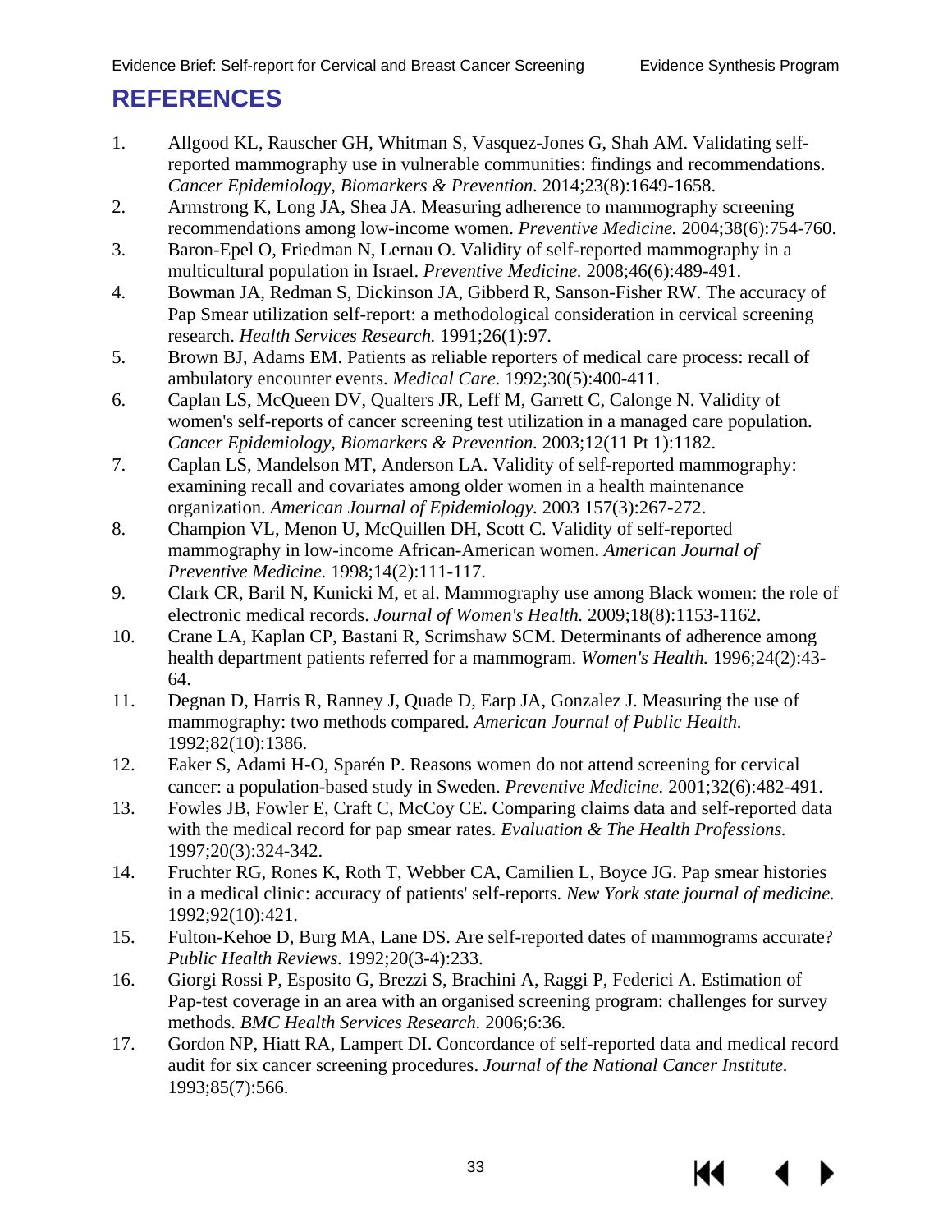# REFERENCES

1. Allgood KL, Rauscher GH, Whitman S, Vasquez-Jones G, Shah AM. Validating self-reported mammography use in vulnerable communities: findings and recommendations. *Cancer Epidemiology, Biomarkers & Prevention.* 2014;23(8):1649-1658.
2. Armstrong K, Long JA, Shea JA. Measuring adherence to mammography screening recommendations among low-income women. *Preventive Medicine.* 2004;38(6):754-760.
3. Baron-Epel O, Friedman N, Lernau O. Validity of self-reported mammography in a multicultural population in Israel. *Preventive Medicine.* 2008;46(6):489-491.
4. Bowman JA, Redman S, Dickinson JA, Gibberd R, Sanson-Fisher RW. The accuracy of Pap Smear utilization self-report: a methodological consideration in cervical screening research. *Health Services Research.* 1991;26(1):97.
5. Brown BJ, Adams EM. Patients as reliable reporters of medical care process: recall of ambulatory encounter events. *Medical Care.* 1992;30(5):400-411.
6. Caplan LS, McQueen DV, Qualters JR, Leff M, Garrett C, Calonge N. Validity of women's self-reports of cancer screening test utilization in a managed care population. *Cancer Epidemiology, Biomarkers & Prevention.* 2003;12(11 Pt 1):1182.
7. Caplan LS, Mandelson MT, Anderson LA. Validity of self-reported mammography: examining recall and covariates among older women in a health maintenance organization. *American Journal of Epidemiology.* 2003 157(3):267-272.
8. Champion VL, Menon U, McQuillen DH, Scott C. Validity of self-reported mammography in low-income African-American women. *American Journal of Preventive Medicine.* 1998;14(2):111-117.
9. Clark CR, Baril N, Kunicki M, et al. Mammography use among Black women: the role of electronic medical records. *Journal of Women's Health.* 2009;18(8):1153-1162.
10. Crane LA, Kaplan CP, Bastani R, Scrimshaw SCM. Determinants of adherence among health department patients referred for a mammogram. *Women's Health.* 1996;24(2):43-64.
11. Degnan D, Harris R, Ranney J, Quade D, Earp JA, Gonzalez J. Measuring the use of mammography: two methods compared. *American Journal of Public Health.* 1992;82(10):1386.
12. Eaker S, Adami H-O, Sparén P. Reasons women do not attend screening for cervical cancer: a population-based study in Sweden. *Preventive Medicine.* 2001;32(6):482-491.
13. Fowles JB, Fowler E, Craft C, McCoy CE. Comparing claims data and self-reported data with the medical record for pap smear rates. *Evaluation & The Health Professions.* 1997;20(3):324-342.
14. Fruchter RG, Rones K, Roth T, Webber CA, Camilien L, Boyce JG. Pap smear histories in a medical clinic: accuracy of patients' self-reports. *New York state journal of medicine.* 1992;92(10):421.
15. Fulton-Kehoe D, Burg MA, Lane DS. Are self-reported dates of mammograms accurate? *Public Health Reviews.* 1992;20(3-4):233.
16. Giorgi Rossi P, Esposito G, Brezzi S, Brachini A, Raggi P, Federici A. Estimation of Pap-test coverage in an area with an organised screening program: challenges for survey methods. *BMC Health Services Research.* 2006;6:36.
17. Gordon NP, Hiatt RA, Lampert DI. Concordance of self-reported data and medical record audit for six cancer screening procedures. *Journal of the National Cancer Institute.* 1993;85(7):566.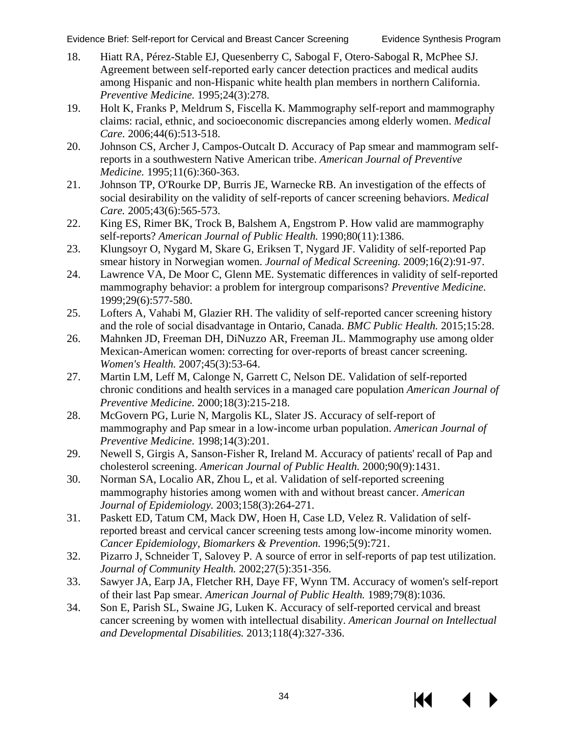18. Hiatt RA, Pérez-Stable EJ, Quesenberry C, Sabogal F, Otero-Sabogal R, McPhee SJ. Agreement between self-reported early cancer detection practices and medical audits among Hispanic and non-Hispanic white health plan members in northern California. *Preventive Medicine.* 1995;24(3):278.
19. Holt K, Franks P, Meldrum S, Fiscella K. Mammography self-report and mammography claims: racial, ethnic, and socioeconomic discrepancies among elderly women. *Medical Care.* 2006;44(6):513-518.
20. Johnson CS, Archer J, Campos-Outcalt D. Accuracy of Pap smear and mammogram self-reports in a southwestern Native American tribe. *American Journal of Preventive Medicine.* 1995;11(6):360-363.
21. Johnson TP, O'Rourke DP, Burris JE, Warnecke RB. An investigation of the effects of social desirability on the validity of self-reports of cancer screening behaviors. *Medical Care.* 2005;43(6):565-573.
22. King ES, Rimer BK, Trock B, Balshem A, Engstrom P. How valid are mammography self-reports? *American Journal of Public Health.* 1990;80(11):1386.
23. Klungsoyr O, Nygard M, Skare G, Eriksen T, Nygard JF. Validity of self-reported Pap smear history in Norwegian women. *Journal of Medical Screening.* 2009;16(2):91-97.
24. Lawrence VA, De Moor C, Glenn ME. Systematic differences in validity of self-reported mammography behavior: a problem for intergroup comparisons? *Preventive Medicine.* 1999;29(6):577-580.
25. Lofters A, Vahabi M, Glazier RH. The validity of self-reported cancer screening history and the role of social disadvantage in Ontario, Canada. *BMC Public Health.* 2015;15:28.
26. Mahnken JD, Freeman DH, DiNuzzo AR, Freeman JL. Mammography use among older Mexican-American women: correcting for over-reports of breast cancer screening. *Women's Health.* 2007;45(3):53-64.
27. Martin LM, Leff M, Calonge N, Garrett C, Nelson DE. Validation of self-reported chronic conditions and health services in a managed care population *American Journal of Preventive Medicine.* 2000;18(3):215-218.
28. McGovern PG, Lurie N, Margolis KL, Slater JS. Accuracy of self-report of mammography and Pap smear in a low-income urban population. *American Journal of Preventive Medicine.* 1998;14(3):201.
29. Newell S, Girgis A, Sanson-Fisher R, Ireland M. Accuracy of patients' recall of Pap and cholesterol screening. *American Journal of Public Health.* 2000;90(9):1431.
30. Norman SA, Localio AR, Zhou L, et al. Validation of self-reported screening mammography histories among women with and without breast cancer. *American Journal of Epidemiology.* 2003;158(3):264-271.
31. Paskett ED, Tatum CM, Mack DW, Hoen H, Case LD, Velez R. Validation of self-reported breast and cervical cancer screening tests among low-income minority women. *Cancer Epidemiology, Biomarkers & Prevention.* 1996;5(9):721.
32. Pizarro J, Schneider T, Salovey P. A source of error in self-reports of pap test utilization. *Journal of Community Health.* 2002;27(5):351-356.
33. Sawyer JA, Earp JA, Fletcher RH, Daye FF, Wynn TM. Accuracy of women's self-report of their last Pap smear. *American Journal of Public Health.* 1989;79(8):1036.
34. Son E, Parish SL, Swaine JG, Luken K. Accuracy of self-reported cervical and breast cancer screening by women with intellectual disability. *American Journal on Intellectual and Developmental Disabilities.* 2013;118(4):327-336.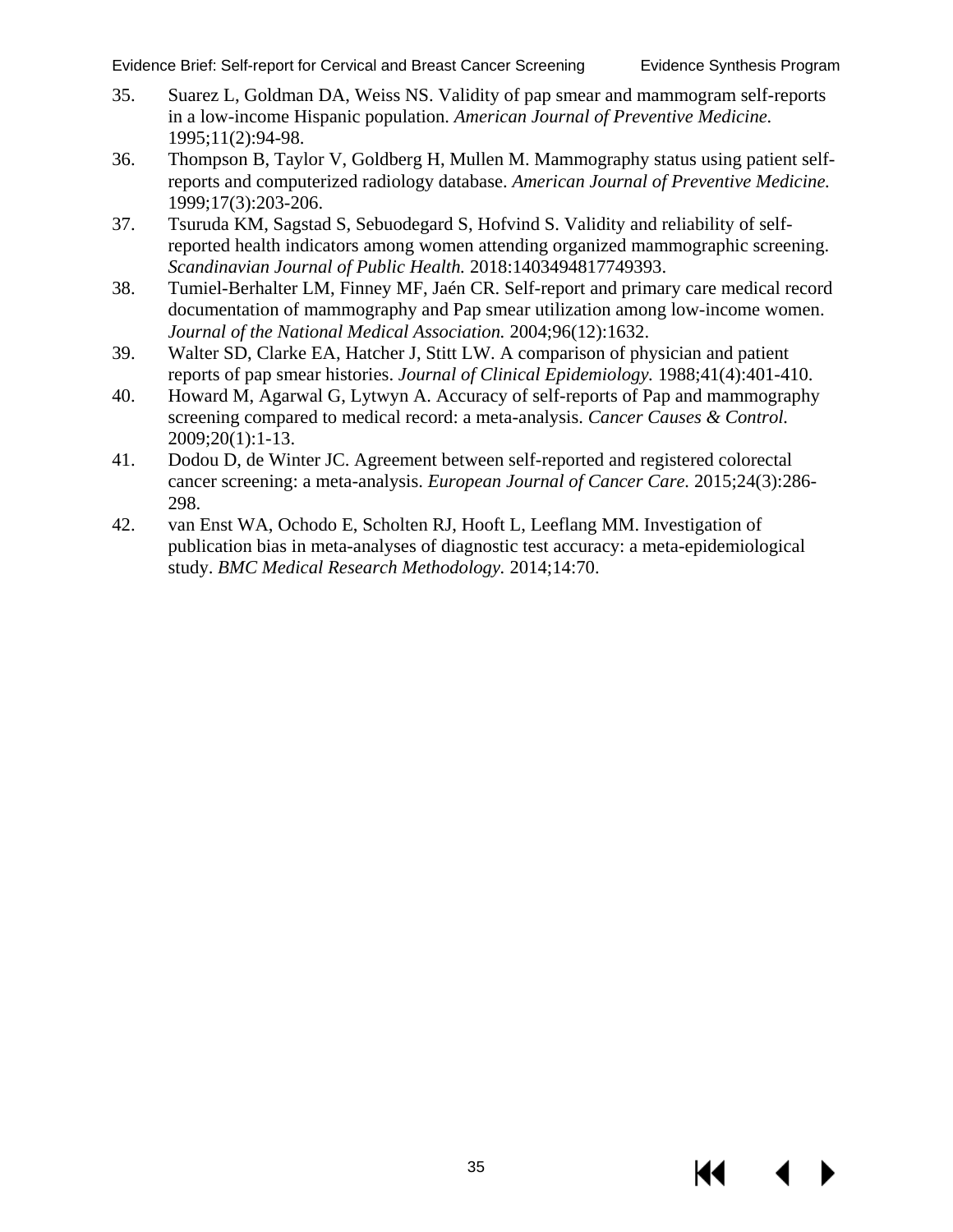35. Suarez L, Goldman DA, Weiss NS. Validity of pap smear and mammogram self-reports in a low-income Hispanic population. *American Journal of Preventive Medicine.* 1995;11(2):94-98.
36. Thompson B, Taylor V, Goldberg H, Mullen M. Mammography status using patient self-reports and computerized radiology database. *American Journal of Preventive Medicine.* 1999;17(3):203-206.
37. Tsuruda KM, Sagstad S, Sebuodegard S, Hofvind S. Validity and reliability of self-reported health indicators among women attending organized mammographic screening. *Scandinavian Journal of Public Health.* 2018:1403494817749393.
38. Tumiel-Berhalter LM, Finney MF, Jaén CR. Self-report and primary care medical record documentation of mammography and Pap smear utilization among low-income women. *Journal of the National Medical Association.* 2004;96(12):1632.
39. Walter SD, Clarke EA, Hatcher J, Stitt LW. A comparison of physician and patient reports of pap smear histories. *Journal of Clinical Epidemiology.* 1988;41(4):401-410.
40. Howard M, Agarwal G, Lytwyn A. Accuracy of self-reports of Pap and mammography screening compared to medical record: a meta-analysis. *Cancer Causes & Control.* 2009;20(1):1-13.
41. Dodou D, de Winter JC. Agreement between self-reported and registered colorectal cancer screening: a meta-analysis. *European Journal of Cancer Care.* 2015;24(3):286-298.
42. van Enst WA, Ochodo E, Scholten RJ, Hooft L, Leeflang MM. Investigation of publication bias in meta-analyses of diagnostic test accuracy: a meta-epidemiological study. *BMC Medical Research Methodology.* 2014;14:70.